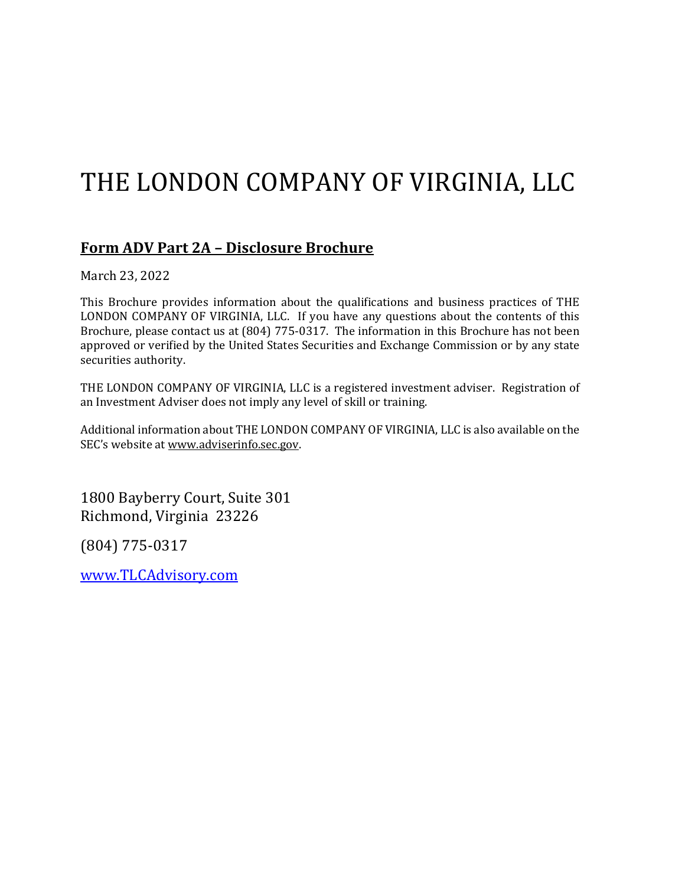# THE LONDON COMPANY OF VIRGINIA, LLC

## **Form ADV Part 2A – Disclosure Brochure**

March 23, 2022

This Brochure provides information about the qualifications and business practices of THE LONDON COMPANY OF VIRGINIA, LLC. If you have any questions about the contents of this Brochure, please contact us at (804) 775-0317. The information in this Brochure has not been approved or verified by the United States Securities and Exchange Commission or by any state securities authority.

THE LONDON COMPANY OF VIRGINIA, LLC is a registered investment adviser. Registration of an Investment Adviser does not imply any level of skill or training.

Additional information about THE LONDON COMPANY OF VIRGINIA, LLC is also available on the SEC's website at www.adviserinfo.sec.gov.

1800 Bayberry Court, Suite 301
Richmond, Virginia 23226

(804) 775-0317

www.TLCAdvisory.com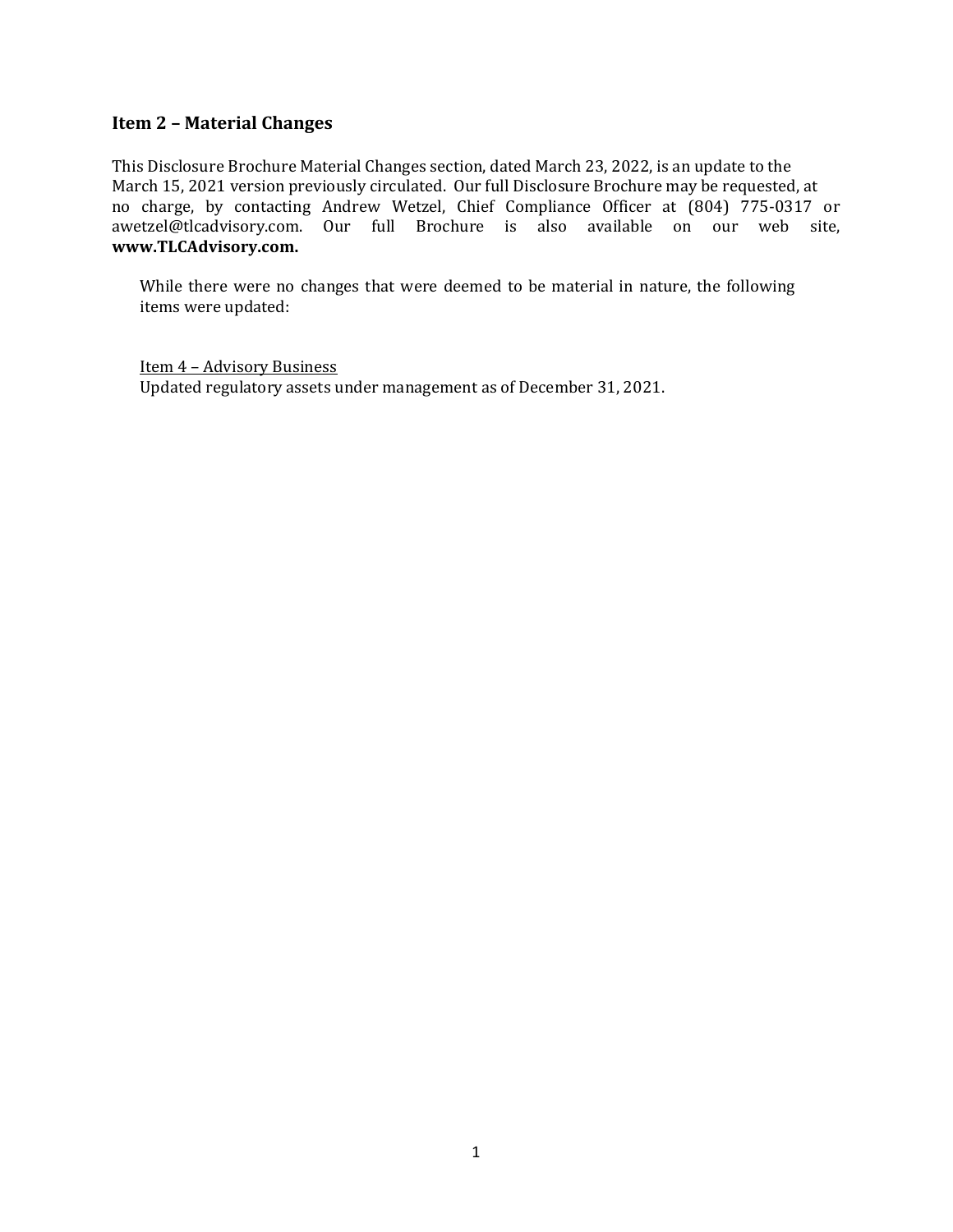## Item 2 – Material Changes

This Disclosure Brochure Material Changes section, dated March 23, 2022, is an update to the March 15, 2021 version previously circulated. Our full Disclosure Brochure may be requested, at no charge, by contacting Andrew Wetzel, Chief Compliance Officer at (804) 775-0317 or awetzel@tlcadvisory.com. Our full Brochure is also available on our web site, **www.TLCAdvisory.com.**

While there were no changes that were deemed to be material in nature, the following items were updated:

Item 4 – Advisory Business
Updated regulatory assets under management as of December 31, 2021.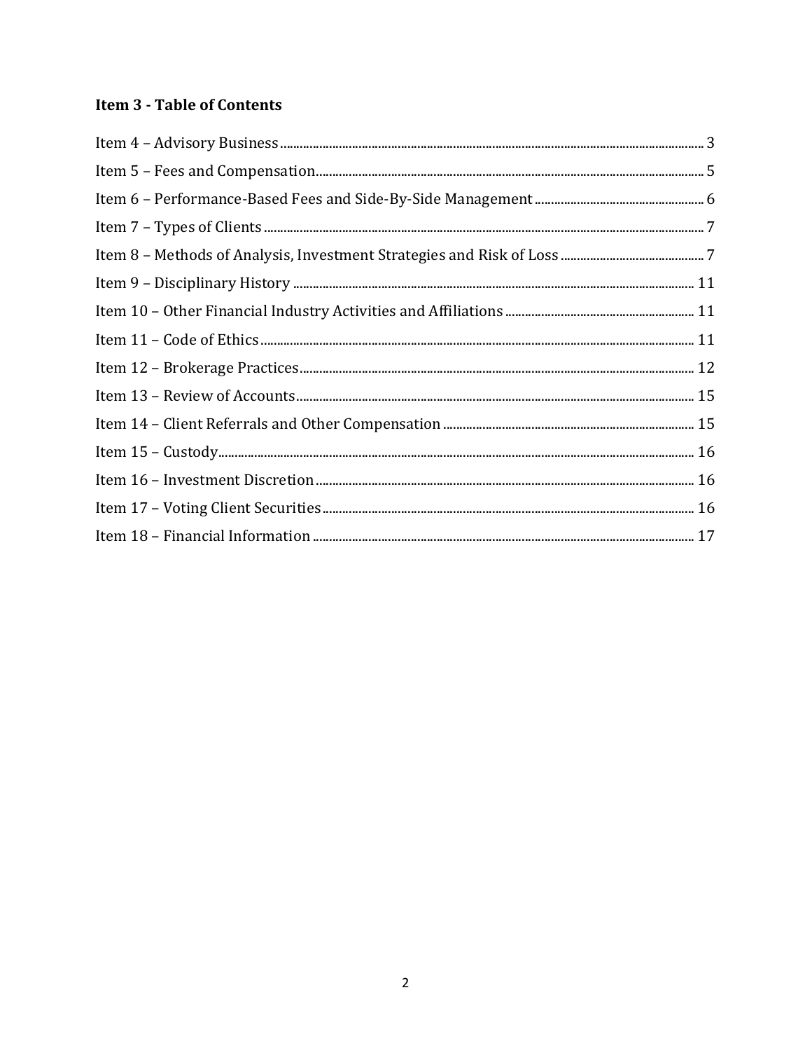## Item 3 - Table of Contents

Item 4 – Advisory Business ........ 3

Item 5 – Fees and Compensation ........ 5

Item 6 – Performance-Based Fees and Side-By-Side Management ........ 6

Item 7 – Types of Clients ........ 7

Item 8 – Methods of Analysis, Investment Strategies and Risk of Loss ........ 7

Item 9 – Disciplinary History ........ 11

Item 10 – Other Financial Industry Activities and Affiliations ........ 11

Item 11 – Code of Ethics ........ 11

Item 12 – Brokerage Practices ........ 12

Item 13 – Review of Accounts ........ 15

Item 14 – Client Referrals and Other Compensation ........ 15

Item 15 – Custody ........ 16

Item 16 – Investment Discretion ........ 16

Item 17 – Voting Client Securities ........ 16

Item 18 – Financial Information ........ 17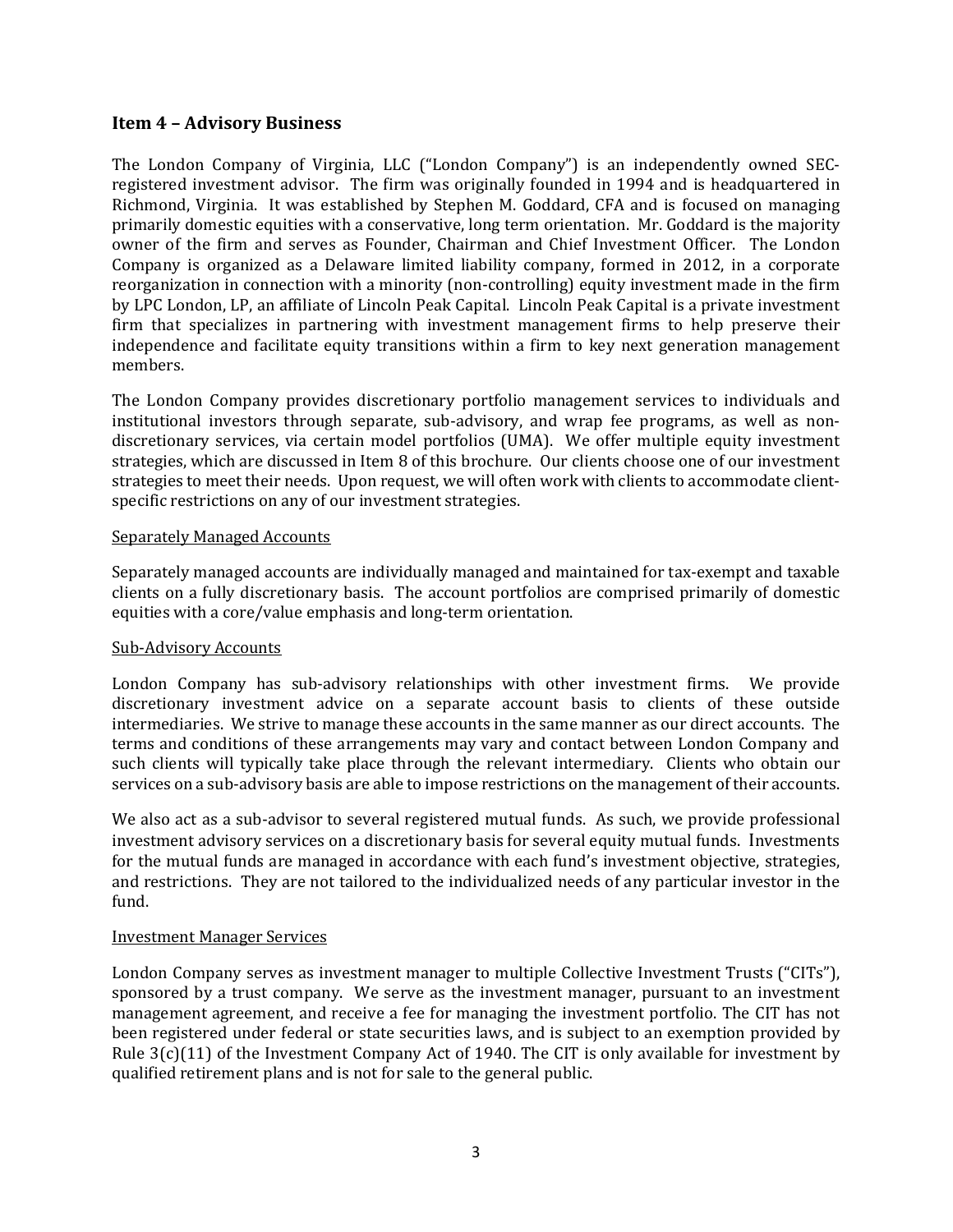## Item 4 – Advisory Business

The London Company of Virginia, LLC ("London Company") is an independently owned SEC-registered investment advisor. The firm was originally founded in 1994 and is headquartered in Richmond, Virginia. It was established by Stephen M. Goddard, CFA and is focused on managing primarily domestic equities with a conservative, long term orientation. Mr. Goddard is the majority owner of the firm and serves as Founder, Chairman and Chief Investment Officer. The London Company is organized as a Delaware limited liability company, formed in 2012, in a corporate reorganization in connection with a minority (non-controlling) equity investment made in the firm by LPC London, LP, an affiliate of Lincoln Peak Capital. Lincoln Peak Capital is a private investment firm that specializes in partnering with investment management firms to help preserve their independence and facilitate equity transitions within a firm to key next generation management members.

The London Company provides discretionary portfolio management services to individuals and institutional investors through separate, sub-advisory, and wrap fee programs, as well as non-discretionary services, via certain model portfolios (UMA). We offer multiple equity investment strategies, which are discussed in Item 8 of this brochure. Our clients choose one of our investment strategies to meet their needs. Upon request, we will often work with clients to accommodate client-specific restrictions on any of our investment strategies.

Separately Managed Accounts

Separately managed accounts are individually managed and maintained for tax-exempt and taxable clients on a fully discretionary basis. The account portfolios are comprised primarily of domestic equities with a core/value emphasis and long-term orientation.

Sub-Advisory Accounts

London Company has sub-advisory relationships with other investment firms. We provide discretionary investment advice on a separate account basis to clients of these outside intermediaries. We strive to manage these accounts in the same manner as our direct accounts. The terms and conditions of these arrangements may vary and contact between London Company and such clients will typically take place through the relevant intermediary. Clients who obtain our services on a sub-advisory basis are able to impose restrictions on the management of their accounts.

We also act as a sub-advisor to several registered mutual funds. As such, we provide professional investment advisory services on a discretionary basis for several equity mutual funds. Investments for the mutual funds are managed in accordance with each fund's investment objective, strategies, and restrictions. They are not tailored to the individualized needs of any particular investor in the fund.

Investment Manager Services

London Company serves as investment manager to multiple Collective Investment Trusts ("CITs"), sponsored by a trust company. We serve as the investment manager, pursuant to an investment management agreement, and receive a fee for managing the investment portfolio. The CIT has not been registered under federal or state securities laws, and is subject to an exemption provided by Rule 3(c)(11) of the Investment Company Act of 1940. The CIT is only available for investment by qualified retirement plans and is not for sale to the general public.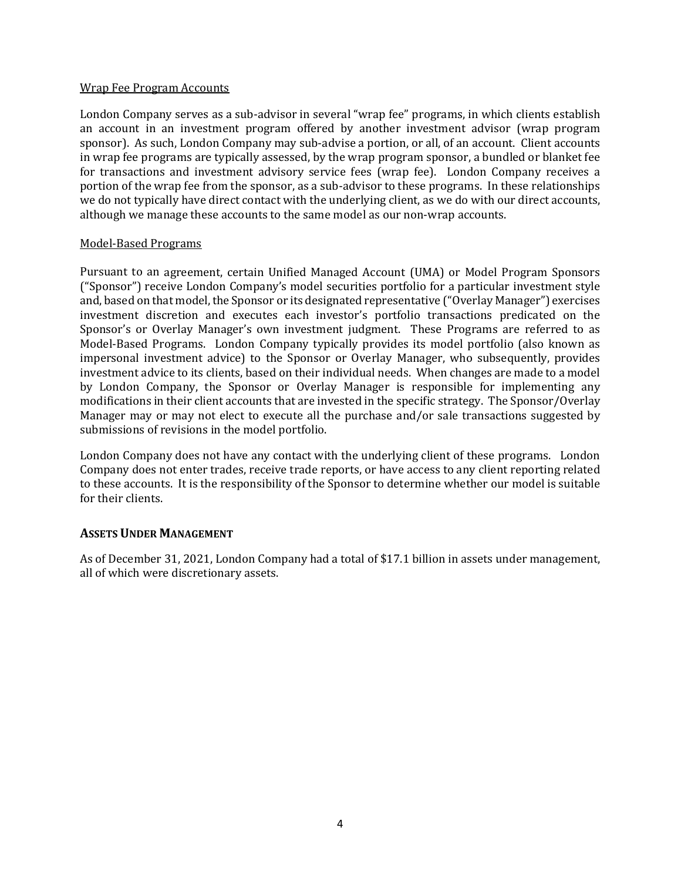Wrap Fee Program Accounts

London Company serves as a sub-advisor in several "wrap fee" programs, in which clients establish an account in an investment program offered by another investment advisor (wrap program sponsor). As such, London Company may sub-advise a portion, or all, of an account. Client accounts in wrap fee programs are typically assessed, by the wrap program sponsor, a bundled or blanket fee for transactions and investment advisory service fees (wrap fee). London Company receives a portion of the wrap fee from the sponsor, as a sub-advisor to these programs. In these relationships we do not typically have direct contact with the underlying client, as we do with our direct accounts, although we manage these accounts to the same model as our non-wrap accounts.

Model-Based Programs

Pursuant to an agreement, certain Unified Managed Account (UMA) or Model Program Sponsors ("Sponsor") receive London Company's model securities portfolio for a particular investment style and, based on that model, the Sponsor or its designated representative ("Overlay Manager") exercises investment discretion and executes each investor's portfolio transactions predicated on the Sponsor's or Overlay Manager's own investment judgment. These Programs are referred to as Model-Based Programs. London Company typically provides its model portfolio (also known as impersonal investment advice) to the Sponsor or Overlay Manager, who subsequently, provides investment advice to its clients, based on their individual needs. When changes are made to a model by London Company, the Sponsor or Overlay Manager is responsible for implementing any modifications in their client accounts that are invested in the specific strategy. The Sponsor/Overlay Manager may or may not elect to execute all the purchase and/or sale transactions suggested by submissions of revisions in the model portfolio.

London Company does not have any contact with the underlying client of these programs. London Company does not enter trades, receive trade reports, or have access to any client reporting related to these accounts. It is the responsibility of the Sponsor to determine whether our model is suitable for their clients.

## ASSETS UNDER MANAGEMENT

As of December 31, 2021, London Company had a total of $17.1 billion in assets under management, all of which were discretionary assets.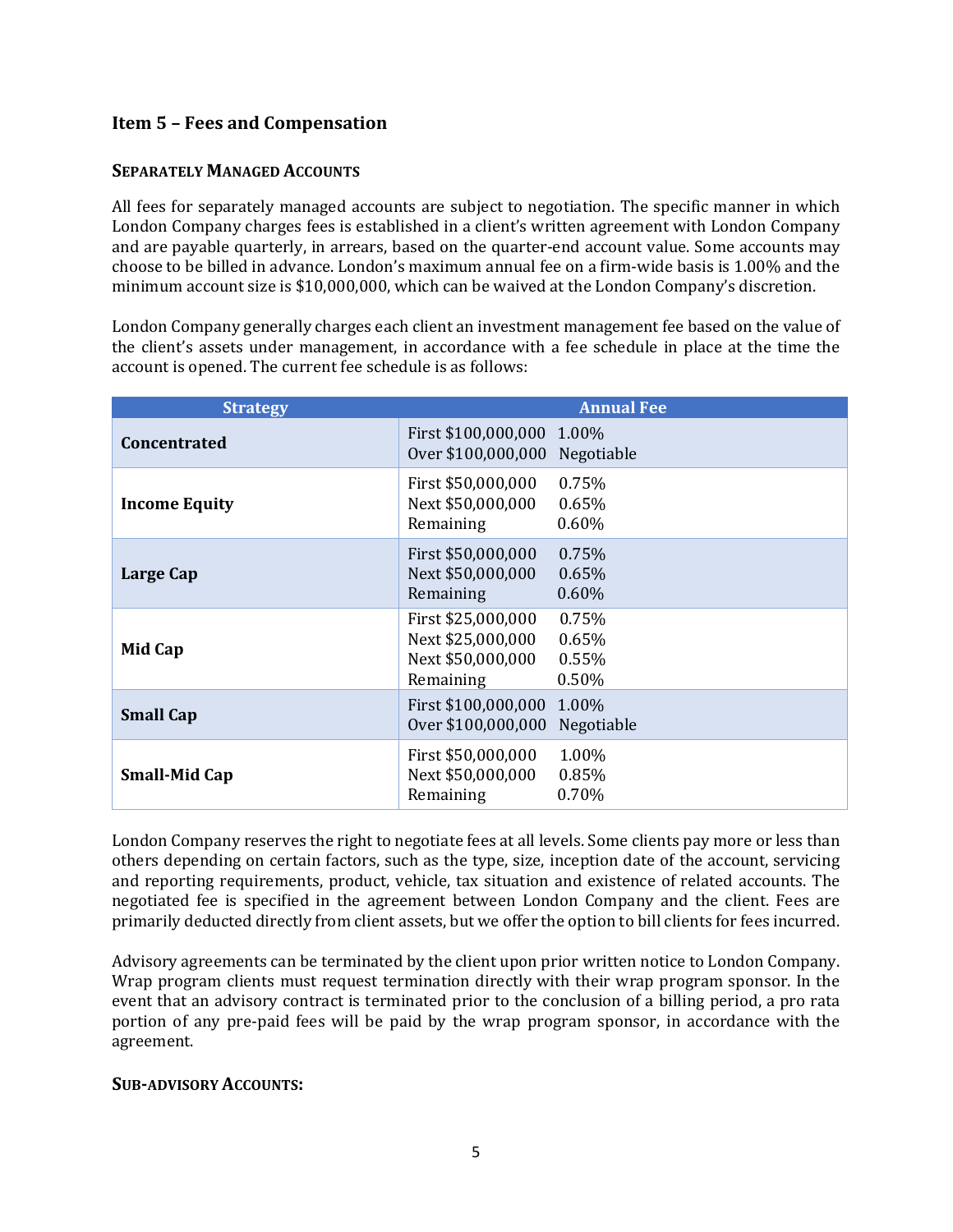## Item 5 – Fees and Compensation

### SEPARATELY MANAGED ACCOUNTS

All fees for separately managed accounts are subject to negotiation. The specific manner in which London Company charges fees is established in a client's written agreement with London Company and are payable quarterly, in arrears, based on the quarter-end account value. Some accounts may choose to be billed in advance. London's maximum annual fee on a firm-wide basis is 1.00% and the minimum account size is $10,000,000, which can be waived at the London Company's discretion.

London Company generally charges each client an investment management fee based on the value of the client's assets under management, in accordance with a fee schedule in place at the time the account is opened. The current fee schedule is as follows:

| Strategy | Annual Fee |
|---|---|
| **Concentrated** | First $100,000,000 1.00%<br>Over $100,000,000 Negotiable |
| **Income Equity** | First $50,000,000 0.75%<br>Next $50,000,000 0.65%<br>Remaining 0.60% |
| **Large Cap** | First $50,000,000 0.75%<br>Next $50,000,000 0.65%<br>Remaining 0.60% |
| **Mid Cap** | First $25,000,000 0.75%<br>Next $25,000,000 0.65%<br>Next $50,000,000 0.55%<br>Remaining 0.50% |
| **Small Cap** | First $100,000,000 1.00%<br>Over $100,000,000 Negotiable |
| **Small-Mid Cap** | First $50,000,000 1.00%<br>Next $50,000,000 0.85%<br>Remaining 0.70% |

London Company reserves the right to negotiate fees at all levels. Some clients pay more or less than others depending on certain factors, such as the type, size, inception date of the account, servicing and reporting requirements, product, vehicle, tax situation and existence of related accounts. The negotiated fee is specified in the agreement between London Company and the client. Fees are primarily deducted directly from client assets, but we offer the option to bill clients for fees incurred.

Advisory agreements can be terminated by the client upon prior written notice to London Company. Wrap program clients must request termination directly with their wrap program sponsor. In the event that an advisory contract is terminated prior to the conclusion of a billing period, a pro rata portion of any pre-paid fees will be paid by the wrap program sponsor, in accordance with the agreement.

### SUB-ADVISORY ACCOUNTS: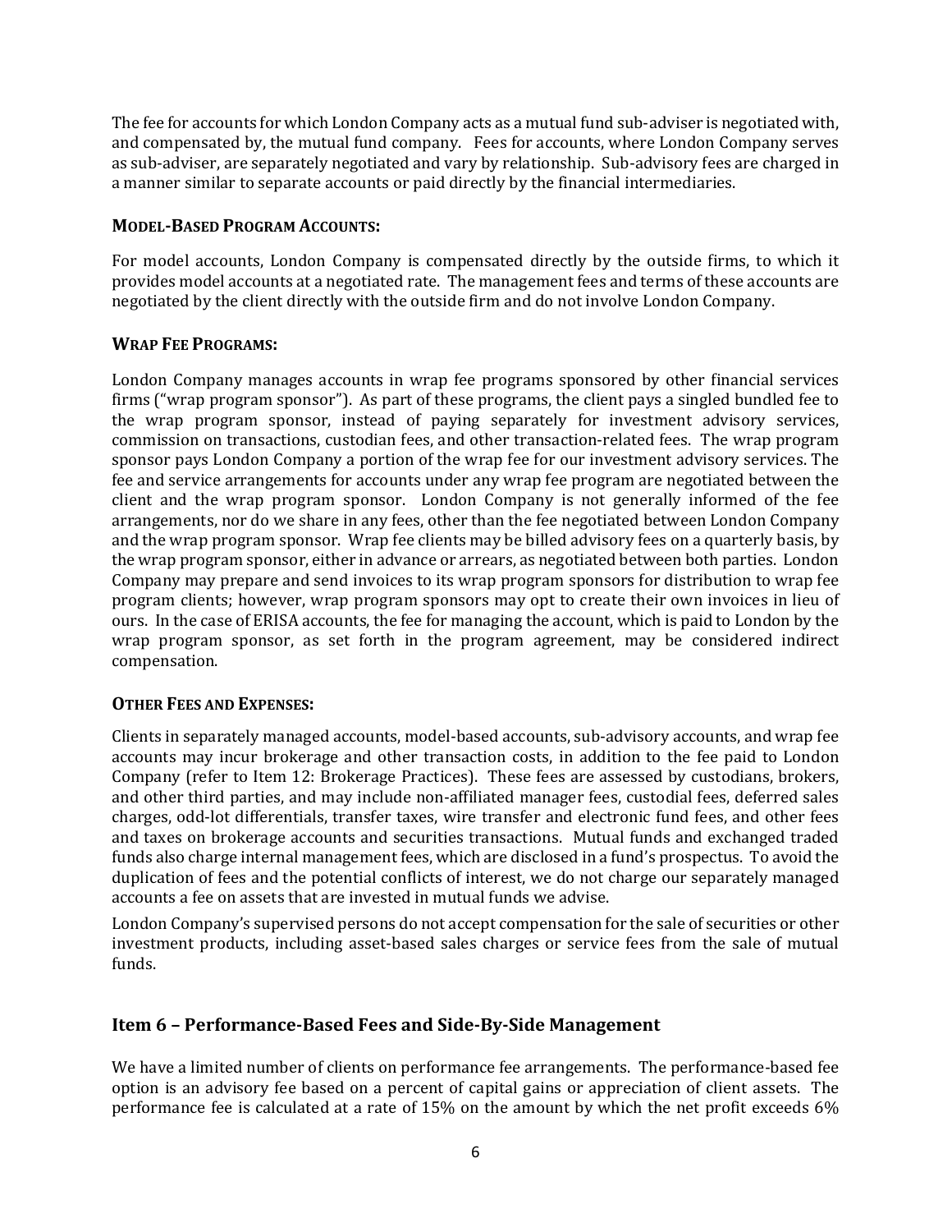The fee for accounts for which London Company acts as a mutual fund sub-adviser is negotiated with, and compensated by, the mutual fund company. Fees for accounts, where London Company serves as sub-adviser, are separately negotiated and vary by relationship. Sub-advisory fees are charged in a manner similar to separate accounts or paid directly by the financial intermediaries.

**MODEL-BASED PROGRAM ACCOUNTS:**

For model accounts, London Company is compensated directly by the outside firms, to which it provides model accounts at a negotiated rate. The management fees and terms of these accounts are negotiated by the client directly with the outside firm and do not involve London Company.

**WRAP FEE PROGRAMS:**

London Company manages accounts in wrap fee programs sponsored by other financial services firms ("wrap program sponsor"). As part of these programs, the client pays a singled bundled fee to the wrap program sponsor, instead of paying separately for investment advisory services, commission on transactions, custodian fees, and other transaction-related fees. The wrap program sponsor pays London Company a portion of the wrap fee for our investment advisory services. The fee and service arrangements for accounts under any wrap fee program are negotiated between the client and the wrap program sponsor. London Company is not generally informed of the fee arrangements, nor do we share in any fees, other than the fee negotiated between London Company and the wrap program sponsor. Wrap fee clients may be billed advisory fees on a quarterly basis, by the wrap program sponsor, either in advance or arrears, as negotiated between both parties. London Company may prepare and send invoices to its wrap program sponsors for distribution to wrap fee program clients; however, wrap program sponsors may opt to create their own invoices in lieu of ours. In the case of ERISA accounts, the fee for managing the account, which is paid to London by the wrap program sponsor, as set forth in the program agreement, may be considered indirect compensation.

**OTHER FEES AND EXPENSES:**

Clients in separately managed accounts, model-based accounts, sub-advisory accounts, and wrap fee accounts may incur brokerage and other transaction costs, in addition to the fee paid to London Company (refer to Item 12: Brokerage Practices). These fees are assessed by custodians, brokers, and other third parties, and may include non-affiliated manager fees, custodial fees, deferred sales charges, odd-lot differentials, transfer taxes, wire transfer and electronic fund fees, and other fees and taxes on brokerage accounts and securities transactions. Mutual funds and exchanged traded funds also charge internal management fees, which are disclosed in a fund's prospectus. To avoid the duplication of fees and the potential conflicts of interest, we do not charge our separately managed accounts a fee on assets that are invested in mutual funds we advise.

London Company's supervised persons do not accept compensation for the sale of securities or other investment products, including asset-based sales charges or service fees from the sale of mutual funds.

## Item 6 – Performance-Based Fees and Side-By-Side Management

We have a limited number of clients on performance fee arrangements. The performance-based fee option is an advisory fee based on a percent of capital gains or appreciation of client assets. The performance fee is calculated at a rate of 15% on the amount by which the net profit exceeds 6%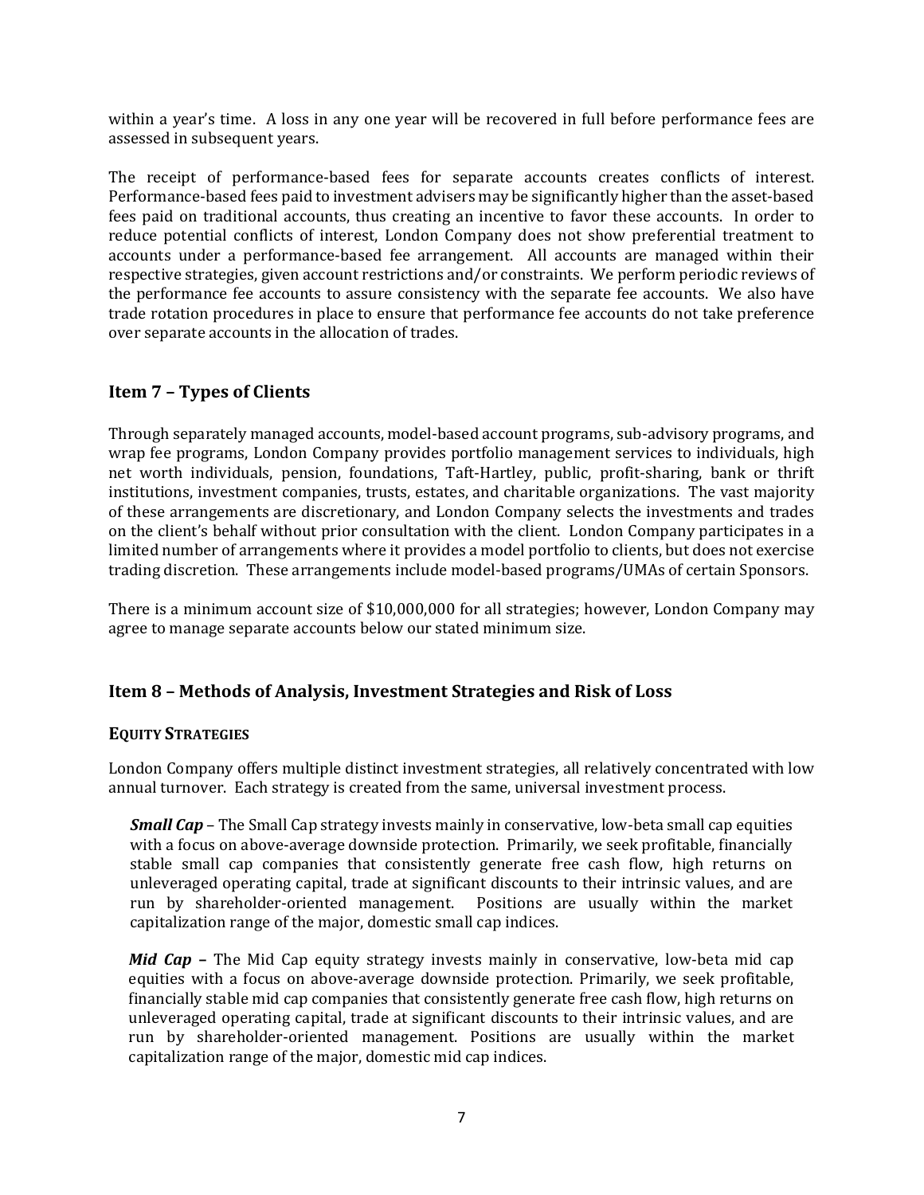within a year's time. A loss in any one year will be recovered in full before performance fees are assessed in subsequent years.

The receipt of performance-based fees for separate accounts creates conflicts of interest. Performance-based fees paid to investment advisers may be significantly higher than the asset-based fees paid on traditional accounts, thus creating an incentive to favor these accounts. In order to reduce potential conflicts of interest, London Company does not show preferential treatment to accounts under a performance-based fee arrangement. All accounts are managed within their respective strategies, given account restrictions and/or constraints. We perform periodic reviews of the performance fee accounts to assure consistency with the separate fee accounts. We also have trade rotation procedures in place to ensure that performance fee accounts do not take preference over separate accounts in the allocation of trades.

## Item 7 – Types of Clients

Through separately managed accounts, model-based account programs, sub-advisory programs, and wrap fee programs, London Company provides portfolio management services to individuals, high net worth individuals, pension, foundations, Taft-Hartley, public, profit-sharing, bank or thrift institutions, investment companies, trusts, estates, and charitable organizations. The vast majority of these arrangements are discretionary, and London Company selects the investments and trades on the client's behalf without prior consultation with the client. London Company participates in a limited number of arrangements where it provides a model portfolio to clients, but does not exercise trading discretion. These arrangements include model-based programs/UMAs of certain Sponsors.

There is a minimum account size of $10,000,000 for all strategies; however, London Company may agree to manage separate accounts below our stated minimum size.

## Item 8 – Methods of Analysis, Investment Strategies and Risk of Loss

### EQUITY STRATEGIES

London Company offers multiple distinct investment strategies, all relatively concentrated with low annual turnover. Each strategy is created from the same, universal investment process.

***Small Cap*** – The Small Cap strategy invests mainly in conservative, low-beta small cap equities with a focus on above-average downside protection. Primarily, we seek profitable, financially stable small cap companies that consistently generate free cash flow, high returns on unleveraged operating capital, trade at significant discounts to their intrinsic values, and are run by shareholder-oriented management. Positions are usually within the market capitalization range of the major, domestic small cap indices.

***Mid Cap*** – The Mid Cap equity strategy invests mainly in conservative, low-beta mid cap equities with a focus on above-average downside protection. Primarily, we seek profitable, financially stable mid cap companies that consistently generate free cash flow, high returns on unleveraged operating capital, trade at significant discounts to their intrinsic values, and are run by shareholder-oriented management. Positions are usually within the market capitalization range of the major, domestic mid cap indices.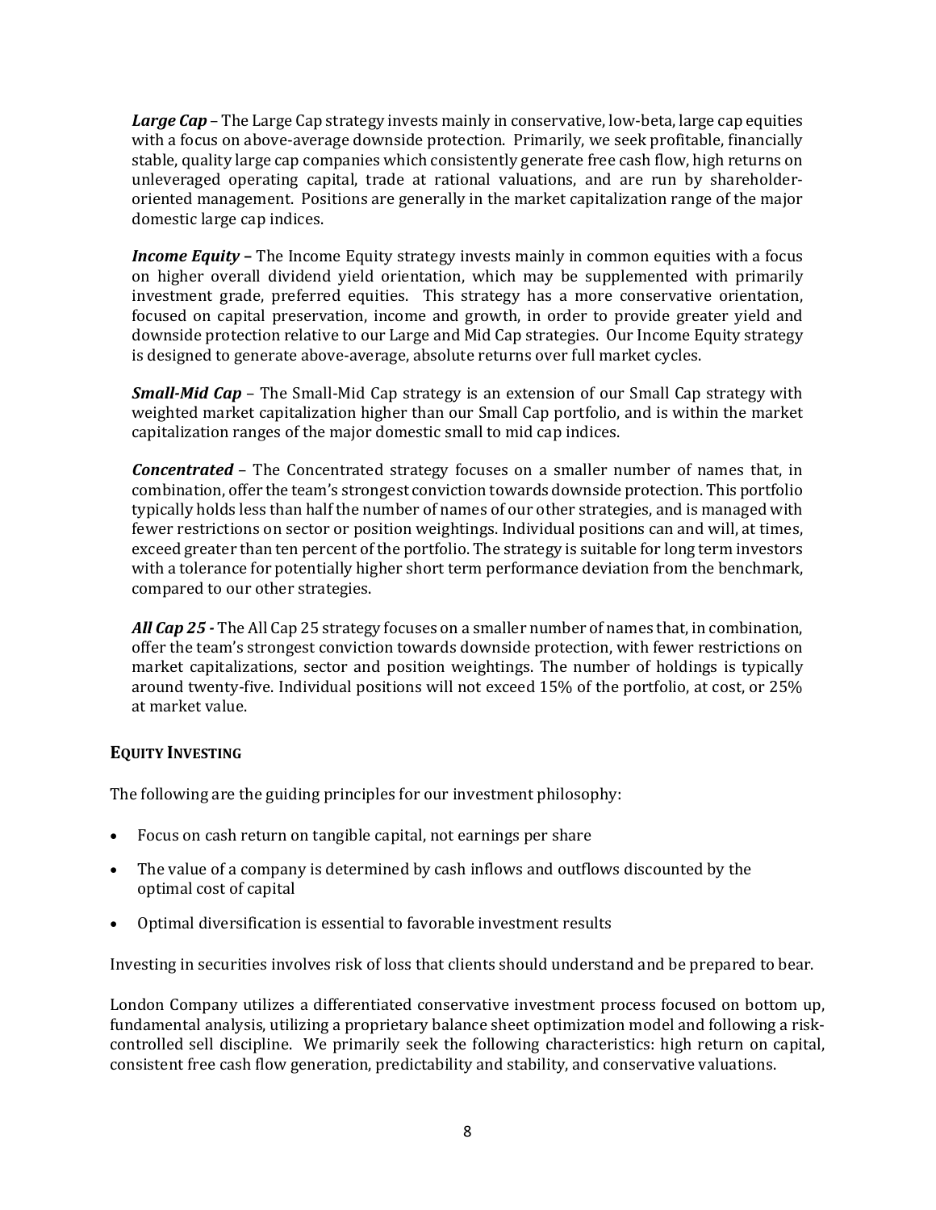***Large Cap*** – The Large Cap strategy invests mainly in conservative, low-beta, large cap equities with a focus on above-average downside protection. Primarily, we seek profitable, financially stable, quality large cap companies which consistently generate free cash flow, high returns on unleveraged operating capital, trade at rational valuations, and are run by shareholder-oriented management. Positions are generally in the market capitalization range of the major domestic large cap indices.

***Income Equity*** **–** The Income Equity strategy invests mainly in common equities with a focus on higher overall dividend yield orientation, which may be supplemented with primarily investment grade, preferred equities. This strategy has a more conservative orientation, focused on capital preservation, income and growth, in order to provide greater yield and downside protection relative to our Large and Mid Cap strategies. Our Income Equity strategy is designed to generate above-average, absolute returns over full market cycles.

***Small-Mid Cap*** – The Small-Mid Cap strategy is an extension of our Small Cap strategy with weighted market capitalization higher than our Small Cap portfolio, and is within the market capitalization ranges of the major domestic small to mid cap indices.

***Concentrated*** – The Concentrated strategy focuses on a smaller number of names that, in combination, offer the team's strongest conviction towards downside protection. This portfolio typically holds less than half the number of names of our other strategies, and is managed with fewer restrictions on sector or position weightings. Individual positions can and will, at times, exceed greater than ten percent of the portfolio. The strategy is suitable for long term investors with a tolerance for potentially higher short term performance deviation from the benchmark, compared to our other strategies.

***All Cap 25 -*** The All Cap 25 strategy focuses on a smaller number of names that, in combination, offer the team's strongest conviction towards downside protection, with fewer restrictions on market capitalizations, sector and position weightings. The number of holdings is typically around twenty-five. Individual positions will not exceed 15% of the portfolio, at cost, or 25% at market value.

## EQUITY INVESTING

The following are the guiding principles for our investment philosophy:

- Focus on cash return on tangible capital, not earnings per share
- The value of a company is determined by cash inflows and outflows discounted by the optimal cost of capital
- Optimal diversification is essential to favorable investment results

Investing in securities involves risk of loss that clients should understand and be prepared to bear.

London Company utilizes a differentiated conservative investment process focused on bottom up, fundamental analysis, utilizing a proprietary balance sheet optimization model and following a risk-controlled sell discipline. We primarily seek the following characteristics: high return on capital, consistent free cash flow generation, predictability and stability, and conservative valuations.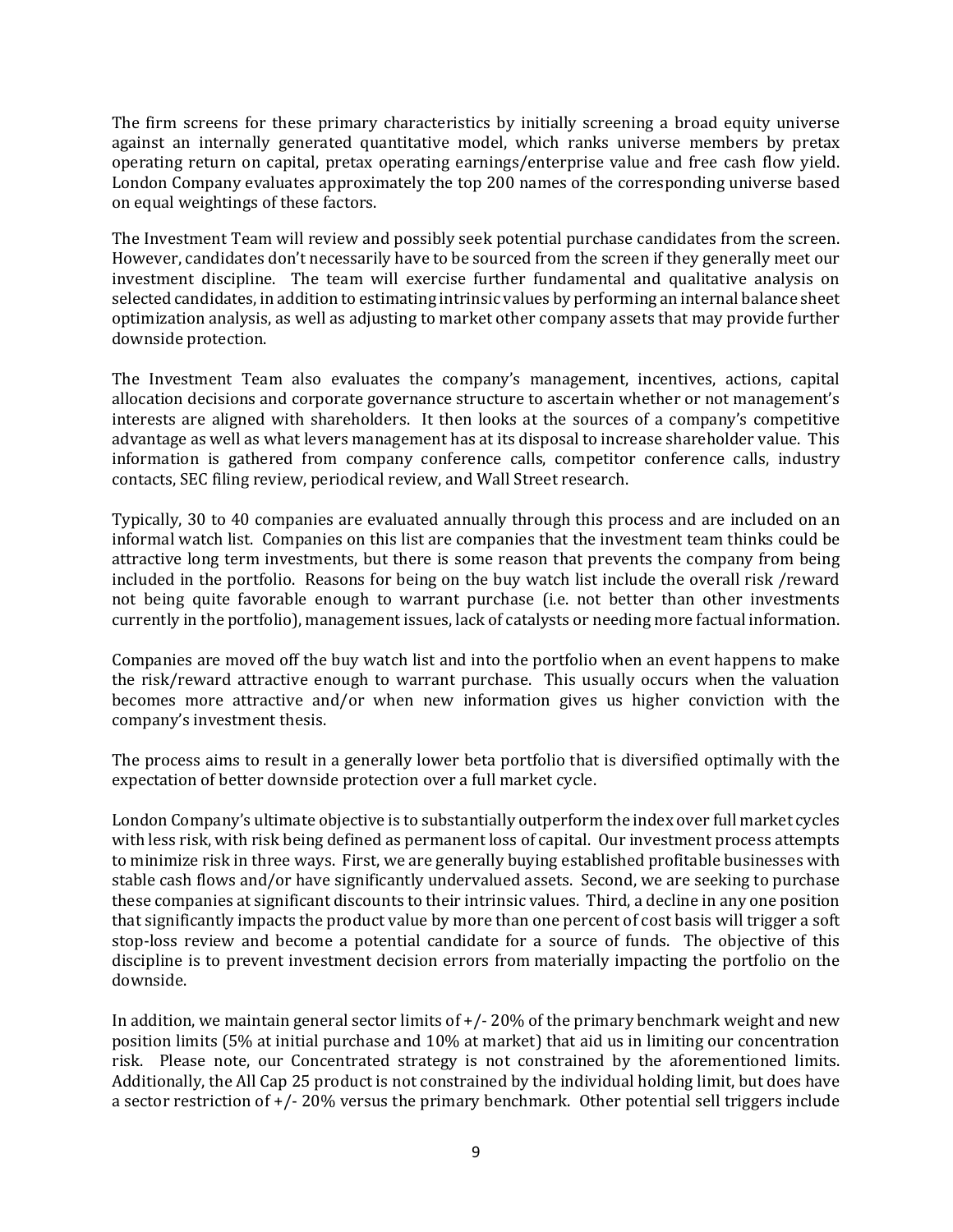The firm screens for these primary characteristics by initially screening a broad equity universe against an internally generated quantitative model, which ranks universe members by pretax operating return on capital, pretax operating earnings/enterprise value and free cash flow yield. London Company evaluates approximately the top 200 names of the corresponding universe based on equal weightings of these factors.

The Investment Team will review and possibly seek potential purchase candidates from the screen. However, candidates don't necessarily have to be sourced from the screen if they generally meet our investment discipline. The team will exercise further fundamental and qualitative analysis on selected candidates, in addition to estimating intrinsic values by performing an internal balance sheet optimization analysis, as well as adjusting to market other company assets that may provide further downside protection.

The Investment Team also evaluates the company's management, incentives, actions, capital allocation decisions and corporate governance structure to ascertain whether or not management's interests are aligned with shareholders. It then looks at the sources of a company's competitive advantage as well as what levers management has at its disposal to increase shareholder value. This information is gathered from company conference calls, competitor conference calls, industry contacts, SEC filing review, periodical review, and Wall Street research.

Typically, 30 to 40 companies are evaluated annually through this process and are included on an informal watch list. Companies on this list are companies that the investment team thinks could be attractive long term investments, but there is some reason that prevents the company from being included in the portfolio. Reasons for being on the buy watch list include the overall risk /reward not being quite favorable enough to warrant purchase (i.e. not better than other investments currently in the portfolio), management issues, lack of catalysts or needing more factual information.

Companies are moved off the buy watch list and into the portfolio when an event happens to make the risk/reward attractive enough to warrant purchase. This usually occurs when the valuation becomes more attractive and/or when new information gives us higher conviction with the company's investment thesis.

The process aims to result in a generally lower beta portfolio that is diversified optimally with the expectation of better downside protection over a full market cycle.

London Company's ultimate objective is to substantially outperform the index over full market cycles with less risk, with risk being defined as permanent loss of capital. Our investment process attempts to minimize risk in three ways. First, we are generally buying established profitable businesses with stable cash flows and/or have significantly undervalued assets. Second, we are seeking to purchase these companies at significant discounts to their intrinsic values. Third, a decline in any one position that significantly impacts the product value by more than one percent of cost basis will trigger a soft stop-loss review and become a potential candidate for a source of funds. The objective of this discipline is to prevent investment decision errors from materially impacting the portfolio on the downside.

In addition, we maintain general sector limits of +/- 20% of the primary benchmark weight and new position limits (5% at initial purchase and 10% at market) that aid us in limiting our concentration risk. Please note, our Concentrated strategy is not constrained by the aforementioned limits. Additionally, the All Cap 25 product is not constrained by the individual holding limit, but does have a sector restriction of +/- 20% versus the primary benchmark. Other potential sell triggers include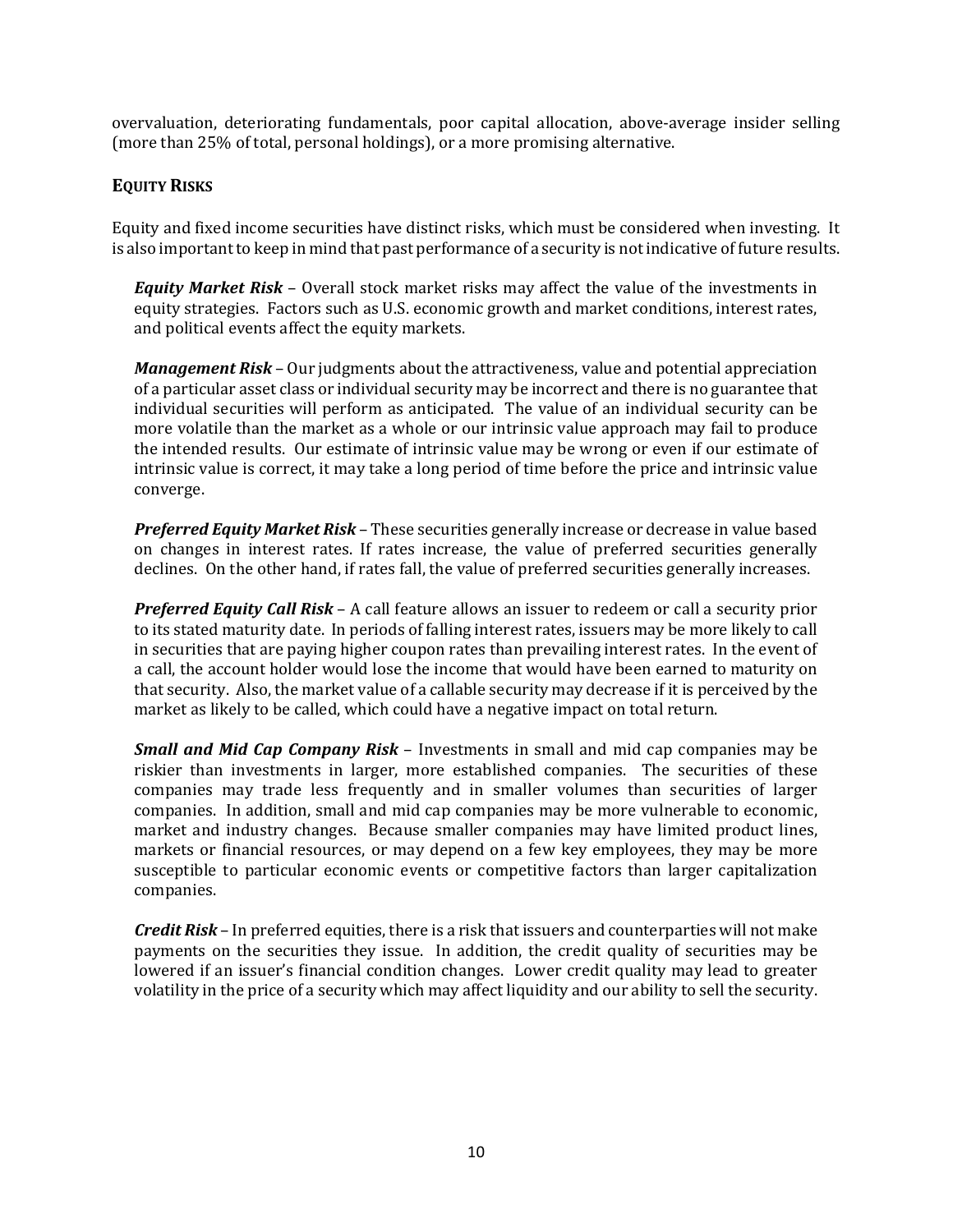overvaluation, deteriorating fundamentals, poor capital allocation, above-average insider selling (more than 25% of total, personal holdings), or a more promising alternative.

### EQUITY RISKS

Equity and fixed income securities have distinct risks, which must be considered when investing. It is also important to keep in mind that past performance of a security is not indicative of future results.

***Equity Market Risk*** – Overall stock market risks may affect the value of the investments in equity strategies. Factors such as U.S. economic growth and market conditions, interest rates, and political events affect the equity markets.

***Management Risk*** – Our judgments about the attractiveness, value and potential appreciation of a particular asset class or individual security may be incorrect and there is no guarantee that individual securities will perform as anticipated. The value of an individual security can be more volatile than the market as a whole or our intrinsic value approach may fail to produce the intended results. Our estimate of intrinsic value may be wrong or even if our estimate of intrinsic value is correct, it may take a long period of time before the price and intrinsic value converge.

***Preferred Equity Market Risk*** – These securities generally increase or decrease in value based on changes in interest rates. If rates increase, the value of preferred securities generally declines. On the other hand, if rates fall, the value of preferred securities generally increases.

***Preferred Equity Call Risk*** – A call feature allows an issuer to redeem or call a security prior to its stated maturity date. In periods of falling interest rates, issuers may be more likely to call in securities that are paying higher coupon rates than prevailing interest rates. In the event of a call, the account holder would lose the income that would have been earned to maturity on that security. Also, the market value of a callable security may decrease if it is perceived by the market as likely to be called, which could have a negative impact on total return.

***Small and Mid Cap Company Risk*** – Investments in small and mid cap companies may be riskier than investments in larger, more established companies. The securities of these companies may trade less frequently and in smaller volumes than securities of larger companies. In addition, small and mid cap companies may be more vulnerable to economic, market and industry changes. Because smaller companies may have limited product lines, markets or financial resources, or may depend on a few key employees, they may be more susceptible to particular economic events or competitive factors than larger capitalization companies.

***Credit Risk*** – In preferred equities, there is a risk that issuers and counterparties will not make payments on the securities they issue. In addition, the credit quality of securities may be lowered if an issuer's financial condition changes. Lower credit quality may lead to greater volatility in the price of a security which may affect liquidity and our ability to sell the security.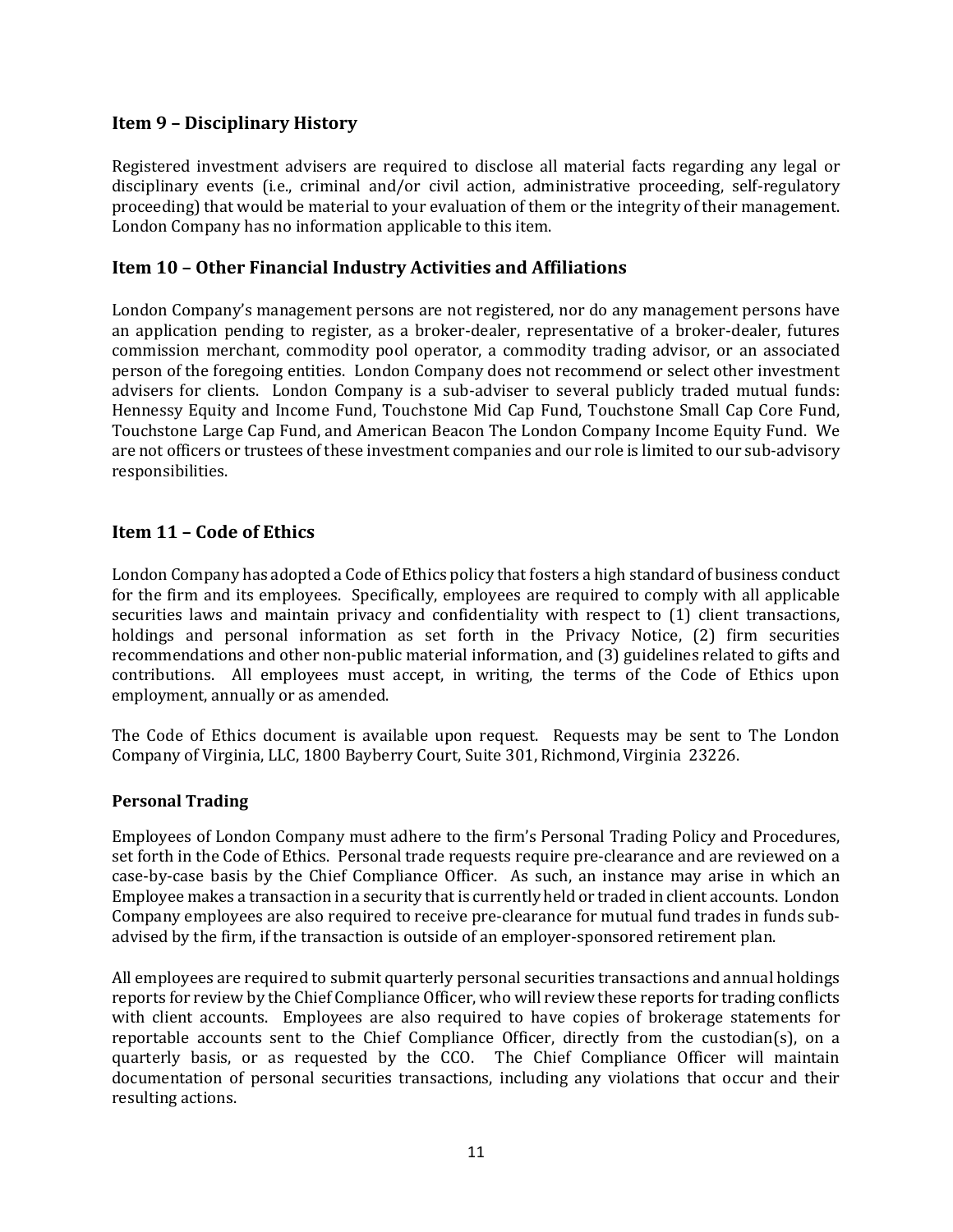## Item 9 – Disciplinary History

Registered investment advisers are required to disclose all material facts regarding any legal or disciplinary events (i.e., criminal and/or civil action, administrative proceeding, self-regulatory proceeding) that would be material to your evaluation of them or the integrity of their management. London Company has no information applicable to this item.

## Item 10 – Other Financial Industry Activities and Affiliations

London Company's management persons are not registered, nor do any management persons have an application pending to register, as a broker-dealer, representative of a broker-dealer, futures commission merchant, commodity pool operator, a commodity trading advisor, or an associated person of the foregoing entities. London Company does not recommend or select other investment advisers for clients. London Company is a sub-adviser to several publicly traded mutual funds: Hennessy Equity and Income Fund, Touchstone Mid Cap Fund, Touchstone Small Cap Core Fund, Touchstone Large Cap Fund, and American Beacon The London Company Income Equity Fund. We are not officers or trustees of these investment companies and our role is limited to our sub-advisory responsibilities.

## Item 11 – Code of Ethics

London Company has adopted a Code of Ethics policy that fosters a high standard of business conduct for the firm and its employees. Specifically, employees are required to comply with all applicable securities laws and maintain privacy and confidentiality with respect to (1) client transactions, holdings and personal information as set forth in the Privacy Notice, (2) firm securities recommendations and other non-public material information, and (3) guidelines related to gifts and contributions. All employees must accept, in writing, the terms of the Code of Ethics upon employment, annually or as amended.

The Code of Ethics document is available upon request. Requests may be sent to The London Company of Virginia, LLC, 1800 Bayberry Court, Suite 301, Richmond, Virginia 23226.

### Personal Trading

Employees of London Company must adhere to the firm's Personal Trading Policy and Procedures, set forth in the Code of Ethics. Personal trade requests require pre-clearance and are reviewed on a case-by-case basis by the Chief Compliance Officer. As such, an instance may arise in which an Employee makes a transaction in a security that is currently held or traded in client accounts. London Company employees are also required to receive pre-clearance for mutual fund trades in funds sub-advised by the firm, if the transaction is outside of an employer-sponsored retirement plan.

All employees are required to submit quarterly personal securities transactions and annual holdings reports for review by the Chief Compliance Officer, who will review these reports for trading conflicts with client accounts. Employees are also required to have copies of brokerage statements for reportable accounts sent to the Chief Compliance Officer, directly from the custodian(s), on a quarterly basis, or as requested by the CCO. The Chief Compliance Officer will maintain documentation of personal securities transactions, including any violations that occur and their resulting actions.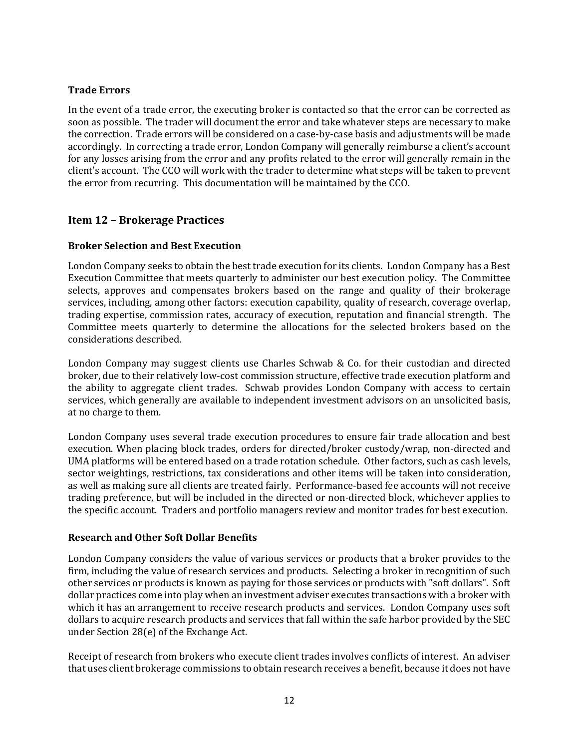### Trade Errors

In the event of a trade error, the executing broker is contacted so that the error can be corrected as soon as possible. The trader will document the error and take whatever steps are necessary to make the correction. Trade errors will be considered on a case-by-case basis and adjustments will be made accordingly. In correcting a trade error, London Company will generally reimburse a client's account for any losses arising from the error and any profits related to the error will generally remain in the client's account. The CCO will work with the trader to determine what steps will be taken to prevent the error from recurring. This documentation will be maintained by the CCO.

## Item 12 – Brokerage Practices

### Broker Selection and Best Execution

London Company seeks to obtain the best trade execution for its clients. London Company has a Best Execution Committee that meets quarterly to administer our best execution policy. The Committee selects, approves and compensates brokers based on the range and quality of their brokerage services, including, among other factors: execution capability, quality of research, coverage overlap, trading expertise, commission rates, accuracy of execution, reputation and financial strength. The Committee meets quarterly to determine the allocations for the selected brokers based on the considerations described.

London Company may suggest clients use Charles Schwab & Co. for their custodian and directed broker, due to their relatively low-cost commission structure, effective trade execution platform and the ability to aggregate client trades. Schwab provides London Company with access to certain services, which generally are available to independent investment advisors on an unsolicited basis, at no charge to them.

London Company uses several trade execution procedures to ensure fair trade allocation and best execution. When placing block trades, orders for directed/broker custody/wrap, non-directed and UMA platforms will be entered based on a trade rotation schedule. Other factors, such as cash levels, sector weightings, restrictions, tax considerations and other items will be taken into consideration, as well as making sure all clients are treated fairly. Performance-based fee accounts will not receive trading preference, but will be included in the directed or non-directed block, whichever applies to the specific account. Traders and portfolio managers review and monitor trades for best execution.

### Research and Other Soft Dollar Benefits

London Company considers the value of various services or products that a broker provides to the firm, including the value of research services and products. Selecting a broker in recognition of such other services or products is known as paying for those services or products with "soft dollars". Soft dollar practices come into play when an investment adviser executes transactions with a broker with which it has an arrangement to receive research products and services. London Company uses soft dollars to acquire research products and services that fall within the safe harbor provided by the SEC under Section 28(e) of the Exchange Act.

Receipt of research from brokers who execute client trades involves conflicts of interest. An adviser that uses client brokerage commissions to obtain research receives a benefit, because it does not have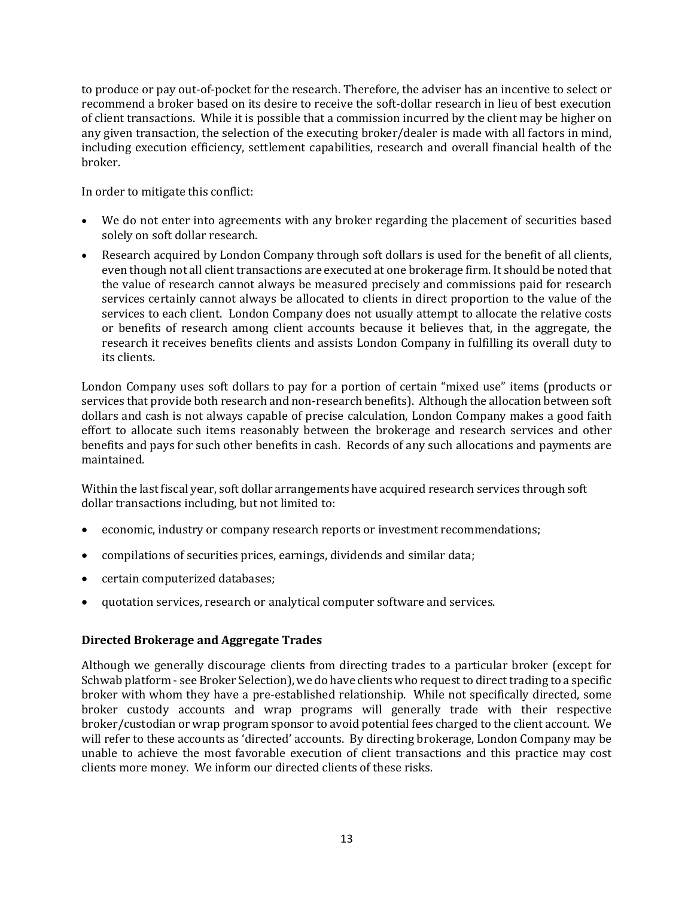to produce or pay out-of-pocket for the research. Therefore, the adviser has an incentive to select or recommend a broker based on its desire to receive the soft-dollar research in lieu of best execution of client transactions. While it is possible that a commission incurred by the client may be higher on any given transaction, the selection of the executing broker/dealer is made with all factors in mind, including execution efficiency, settlement capabilities, research and overall financial health of the broker.

In order to mitigate this conflict:

- We do not enter into agreements with any broker regarding the placement of securities based solely on soft dollar research.
- Research acquired by London Company through soft dollars is used for the benefit of all clients, even though not all client transactions are executed at one brokerage firm. It should be noted that the value of research cannot always be measured precisely and commissions paid for research services certainly cannot always be allocated to clients in direct proportion to the value of the services to each client. London Company does not usually attempt to allocate the relative costs or benefits of research among client accounts because it believes that, in the aggregate, the research it receives benefits clients and assists London Company in fulfilling its overall duty to its clients.

London Company uses soft dollars to pay for a portion of certain "mixed use" items (products or services that provide both research and non-research benefits). Although the allocation between soft dollars and cash is not always capable of precise calculation, London Company makes a good faith effort to allocate such items reasonably between the brokerage and research services and other benefits and pays for such other benefits in cash. Records of any such allocations and payments are maintained.

Within the last fiscal year, soft dollar arrangements have acquired research services through soft dollar transactions including, but not limited to:

- economic, industry or company research reports or investment recommendations;
- compilations of securities prices, earnings, dividends and similar data;
- certain computerized databases;
- quotation services, research or analytical computer software and services.

### Directed Brokerage and Aggregate Trades

Although we generally discourage clients from directing trades to a particular broker (except for Schwab platform - see Broker Selection), we do have clients who request to direct trading to a specific broker with whom they have a pre-established relationship. While not specifically directed, some broker custody accounts and wrap programs will generally trade with their respective broker/custodian or wrap program sponsor to avoid potential fees charged to the client account. We will refer to these accounts as 'directed' accounts. By directing brokerage, London Company may be unable to achieve the most favorable execution of client transactions and this practice may cost clients more money. We inform our directed clients of these risks.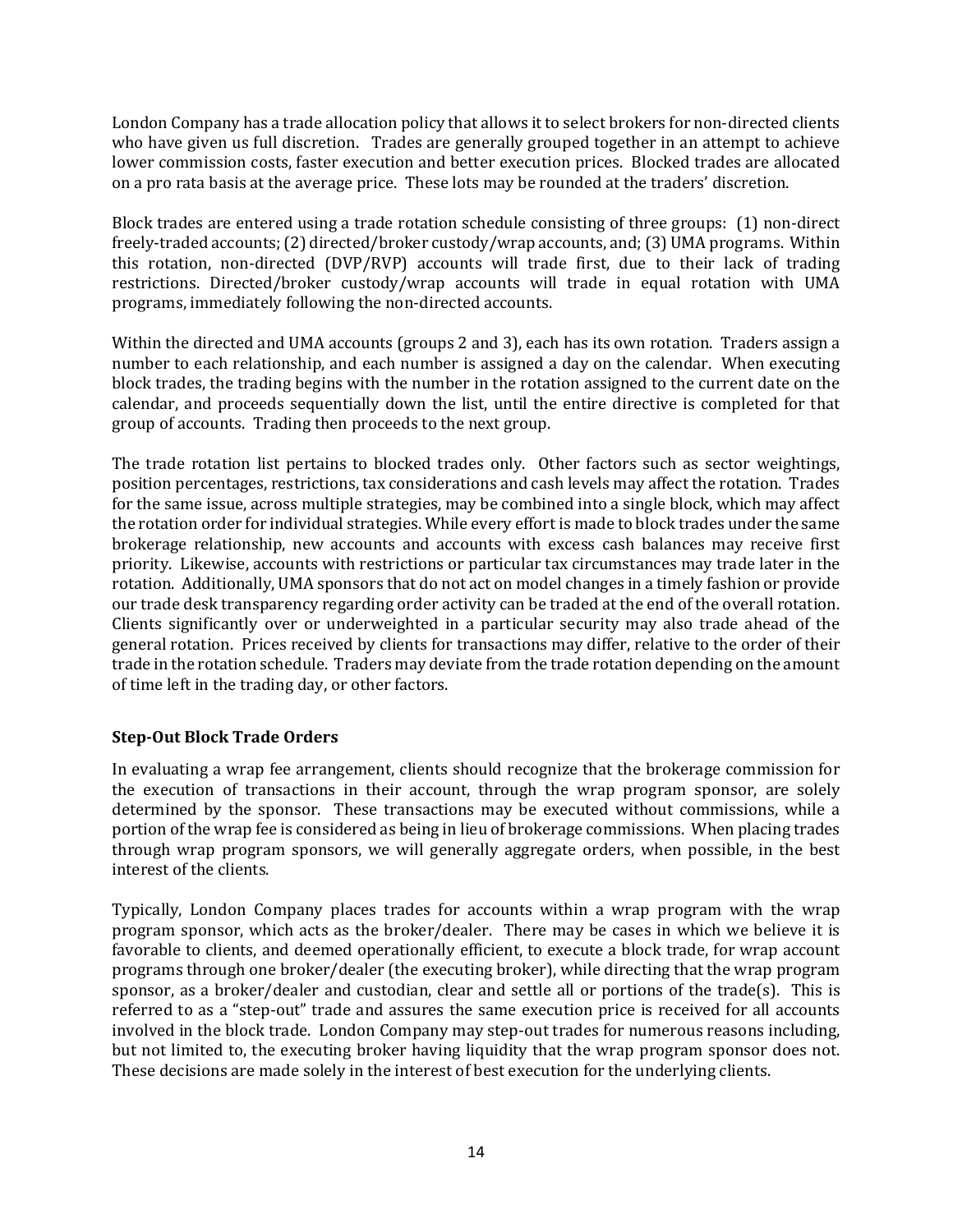London Company has a trade allocation policy that allows it to select brokers for non-directed clients who have given us full discretion. Trades are generally grouped together in an attempt to achieve lower commission costs, faster execution and better execution prices. Blocked trades are allocated on a pro rata basis at the average price. These lots may be rounded at the traders' discretion.

Block trades are entered using a trade rotation schedule consisting of three groups: (1) non-direct freely-traded accounts; (2) directed/broker custody/wrap accounts, and; (3) UMA programs. Within this rotation, non-directed (DVP/RVP) accounts will trade first, due to their lack of trading restrictions. Directed/broker custody/wrap accounts will trade in equal rotation with UMA programs, immediately following the non-directed accounts.

Within the directed and UMA accounts (groups 2 and 3), each has its own rotation. Traders assign a number to each relationship, and each number is assigned a day on the calendar. When executing block trades, the trading begins with the number in the rotation assigned to the current date on the calendar, and proceeds sequentially down the list, until the entire directive is completed for that group of accounts. Trading then proceeds to the next group.

The trade rotation list pertains to blocked trades only. Other factors such as sector weightings, position percentages, restrictions, tax considerations and cash levels may affect the rotation. Trades for the same issue, across multiple strategies, may be combined into a single block, which may affect the rotation order for individual strategies. While every effort is made to block trades under the same brokerage relationship, new accounts and accounts with excess cash balances may receive first priority. Likewise, accounts with restrictions or particular tax circumstances may trade later in the rotation. Additionally, UMA sponsors that do not act on model changes in a timely fashion or provide our trade desk transparency regarding order activity can be traded at the end of the overall rotation. Clients significantly over or underweighted in a particular security may also trade ahead of the general rotation. Prices received by clients for transactions may differ, relative to the order of their trade in the rotation schedule. Traders may deviate from the trade rotation depending on the amount of time left in the trading day, or other factors.

**Step-Out Block Trade Orders**

In evaluating a wrap fee arrangement, clients should recognize that the brokerage commission for the execution of transactions in their account, through the wrap program sponsor, are solely determined by the sponsor. These transactions may be executed without commissions, while a portion of the wrap fee is considered as being in lieu of brokerage commissions. When placing trades through wrap program sponsors, we will generally aggregate orders, when possible, in the best interest of the clients.

Typically, London Company places trades for accounts within a wrap program with the wrap program sponsor, which acts as the broker/dealer. There may be cases in which we believe it is favorable to clients, and deemed operationally efficient, to execute a block trade, for wrap account programs through one broker/dealer (the executing broker), while directing that the wrap program sponsor, as a broker/dealer and custodian, clear and settle all or portions of the trade(s). This is referred to as a "step-out" trade and assures the same execution price is received for all accounts involved in the block trade. London Company may step-out trades for numerous reasons including, but not limited to, the executing broker having liquidity that the wrap program sponsor does not. These decisions are made solely in the interest of best execution for the underlying clients.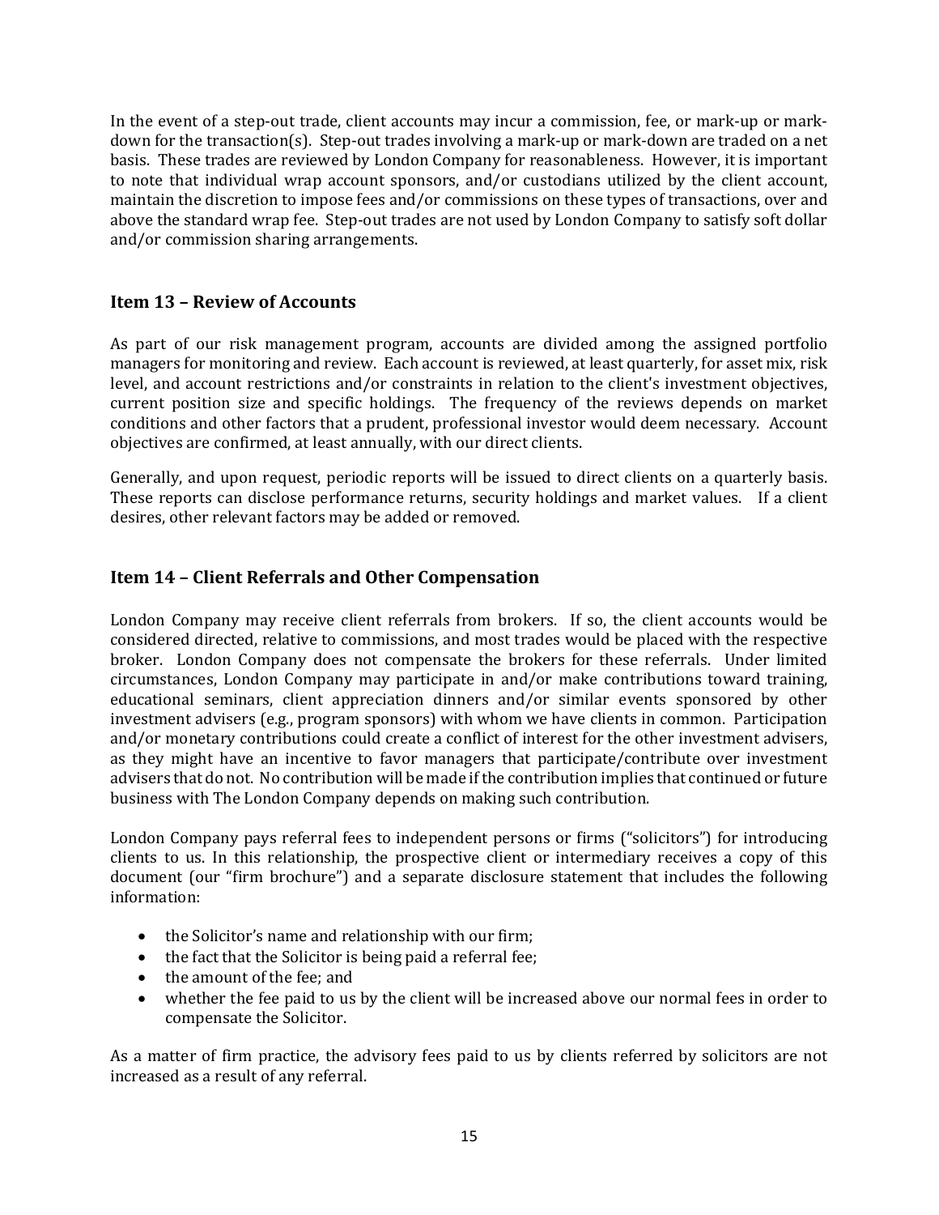In the event of a step-out trade, client accounts may incur a commission, fee, or mark-up or mark-down for the transaction(s). Step-out trades involving a mark-up or mark-down are traded on a net basis. These trades are reviewed by London Company for reasonableness. However, it is important to note that individual wrap account sponsors, and/or custodians utilized by the client account, maintain the discretion to impose fees and/or commissions on these types of transactions, over and above the standard wrap fee. Step-out trades are not used by London Company to satisfy soft dollar and/or commission sharing arrangements.

## Item 13 – Review of Accounts

As part of our risk management program, accounts are divided among the assigned portfolio managers for monitoring and review. Each account is reviewed, at least quarterly, for asset mix, risk level, and account restrictions and/or constraints in relation to the client's investment objectives, current position size and specific holdings. The frequency of the reviews depends on market conditions and other factors that a prudent, professional investor would deem necessary. Account objectives are confirmed, at least annually, with our direct clients.

Generally, and upon request, periodic reports will be issued to direct clients on a quarterly basis. These reports can disclose performance returns, security holdings and market values. If a client desires, other relevant factors may be added or removed.

## Item 14 – Client Referrals and Other Compensation

London Company may receive client referrals from brokers. If so, the client accounts would be considered directed, relative to commissions, and most trades would be placed with the respective broker. London Company does not compensate the brokers for these referrals. Under limited circumstances, London Company may participate in and/or make contributions toward training, educational seminars, client appreciation dinners and/or similar events sponsored by other investment advisers (e.g., program sponsors) with whom we have clients in common. Participation and/or monetary contributions could create a conflict of interest for the other investment advisers, as they might have an incentive to favor managers that participate/contribute over investment advisers that do not. No contribution will be made if the contribution implies that continued or future business with The London Company depends on making such contribution.

London Company pays referral fees to independent persons or firms ("solicitors") for introducing clients to us. In this relationship, the prospective client or intermediary receives a copy of this document (our "firm brochure") and a separate disclosure statement that includes the following information:

- the Solicitor's name and relationship with our firm;
- the fact that the Solicitor is being paid a referral fee;
- the amount of the fee; and
- whether the fee paid to us by the client will be increased above our normal fees in order to compensate the Solicitor.

As a matter of firm practice, the advisory fees paid to us by clients referred by solicitors are not increased as a result of any referral.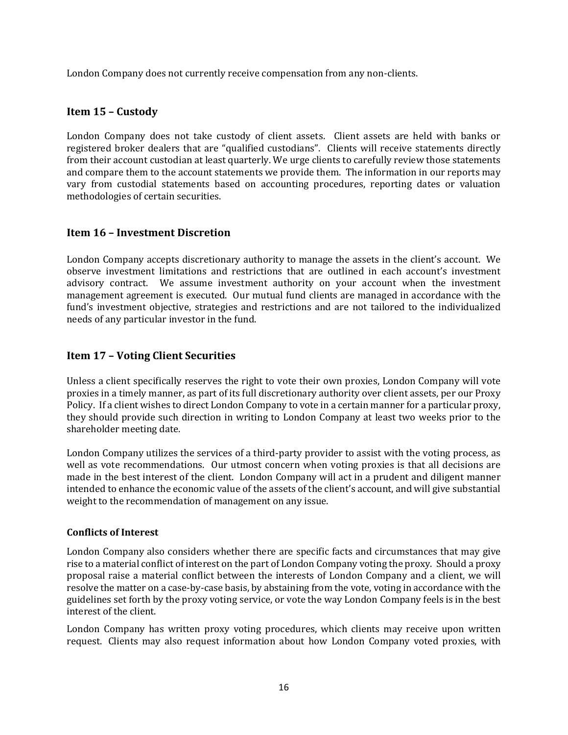London Company does not currently receive compensation from any non-clients.

## Item 15 – Custody

London Company does not take custody of client assets. Client assets are held with banks or registered broker dealers that are "qualified custodians". Clients will receive statements directly from their account custodian at least quarterly. We urge clients to carefully review those statements and compare them to the account statements we provide them. The information in our reports may vary from custodial statements based on accounting procedures, reporting dates or valuation methodologies of certain securities.

## Item 16 – Investment Discretion

London Company accepts discretionary authority to manage the assets in the client's account. We observe investment limitations and restrictions that are outlined in each account's investment advisory contract. We assume investment authority on your account when the investment management agreement is executed. Our mutual fund clients are managed in accordance with the fund's investment objective, strategies and restrictions and are not tailored to the individualized needs of any particular investor in the fund.

## Item 17 – Voting Client Securities

Unless a client specifically reserves the right to vote their own proxies, London Company will vote proxies in a timely manner, as part of its full discretionary authority over client assets, per our Proxy Policy. If a client wishes to direct London Company to vote in a certain manner for a particular proxy, they should provide such direction in writing to London Company at least two weeks prior to the shareholder meeting date.

London Company utilizes the services of a third-party provider to assist with the voting process, as well as vote recommendations. Our utmost concern when voting proxies is that all decisions are made in the best interest of the client. London Company will act in a prudent and diligent manner intended to enhance the economic value of the assets of the client's account, and will give substantial weight to the recommendation of management on any issue.

### Conflicts of Interest

London Company also considers whether there are specific facts and circumstances that may give rise to a material conflict of interest on the part of London Company voting the proxy. Should a proxy proposal raise a material conflict between the interests of London Company and a client, we will resolve the matter on a case-by-case basis, by abstaining from the vote, voting in accordance with the guidelines set forth by the proxy voting service, or vote the way London Company feels is in the best interest of the client.

London Company has written proxy voting procedures, which clients may receive upon written request. Clients may also request information about how London Company voted proxies, with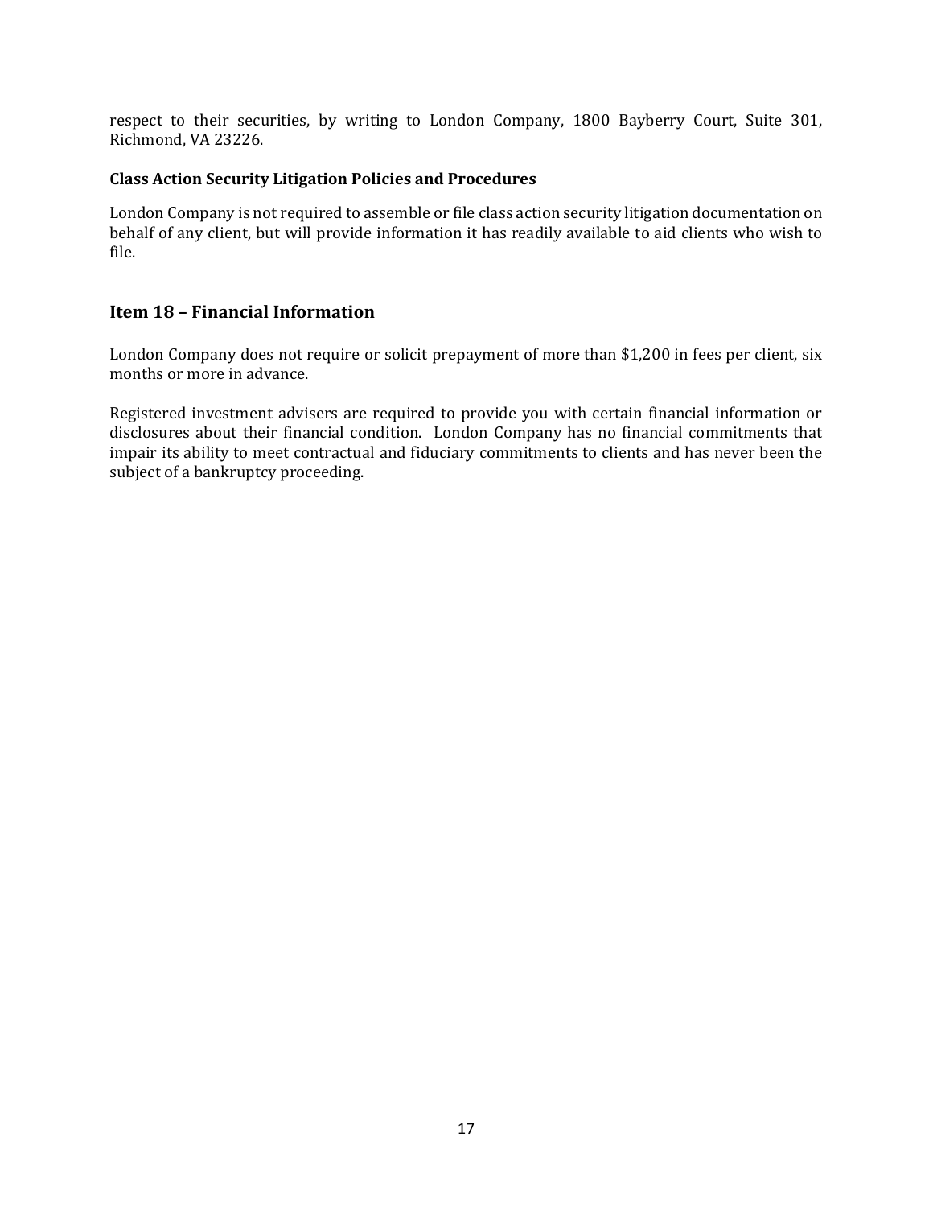respect to their securities, by writing to London Company, 1800 Bayberry Court, Suite 301, Richmond, VA 23226.

**Class Action Security Litigation Policies and Procedures**

London Company is not required to assemble or file class action security litigation documentation on behalf of any client, but will provide information it has readily available to aid clients who wish to file.

## Item 18 – Financial Information

London Company does not require or solicit prepayment of more than $1,200 in fees per client, six months or more in advance.

Registered investment advisers are required to provide you with certain financial information or disclosures about their financial condition. London Company has no financial commitments that impair its ability to meet contractual and fiduciary commitments to clients and has never been the subject of a bankruptcy proceeding.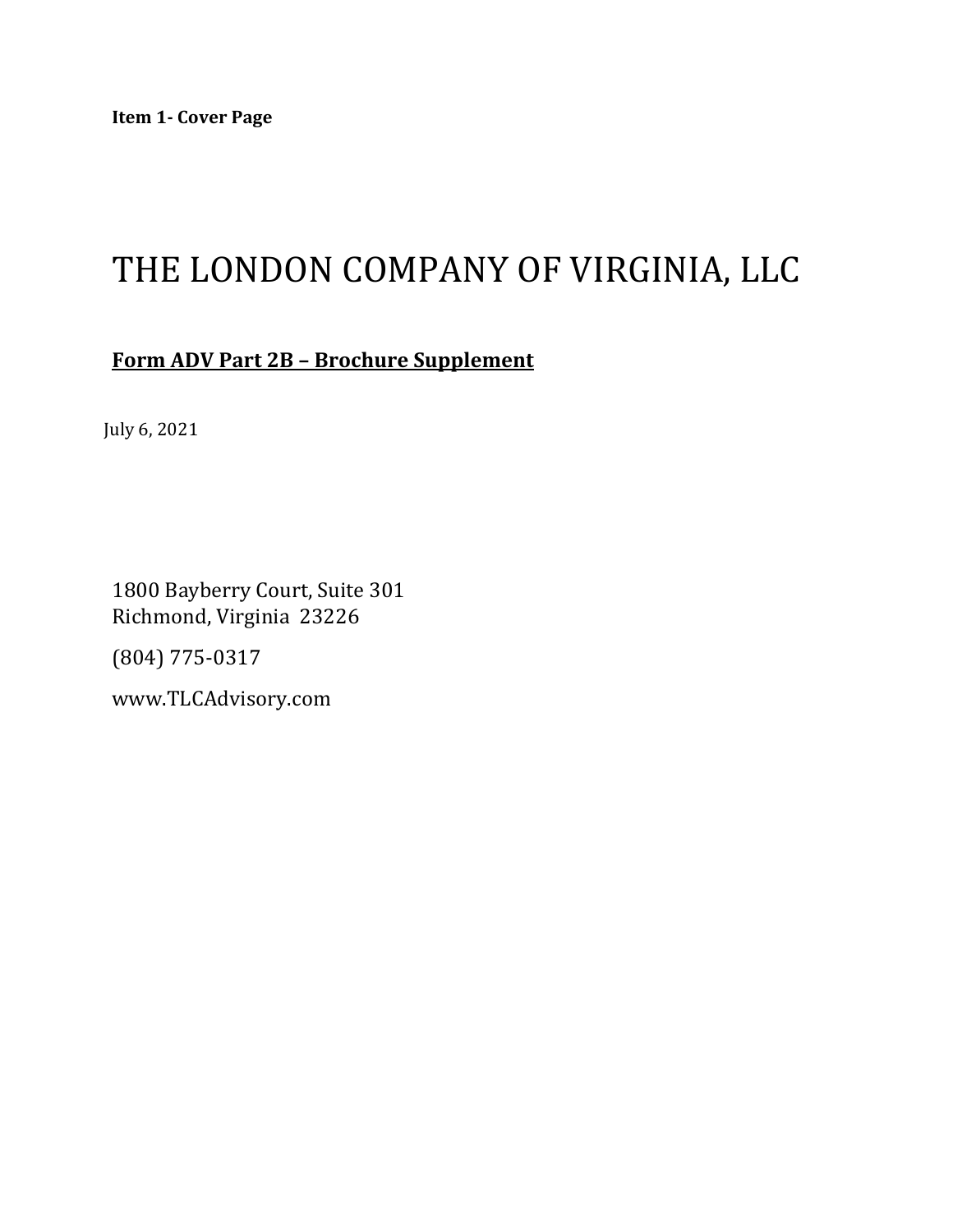**Item 1- Cover Page**

# THE LONDON COMPANY OF VIRGINIA, LLC

## Form ADV Part 2B – Brochure Supplement

July 6, 2021

1800 Bayberry Court, Suite 301
Richmond, Virginia 23226

(804) 775-0317

www.TLCAdvisory.com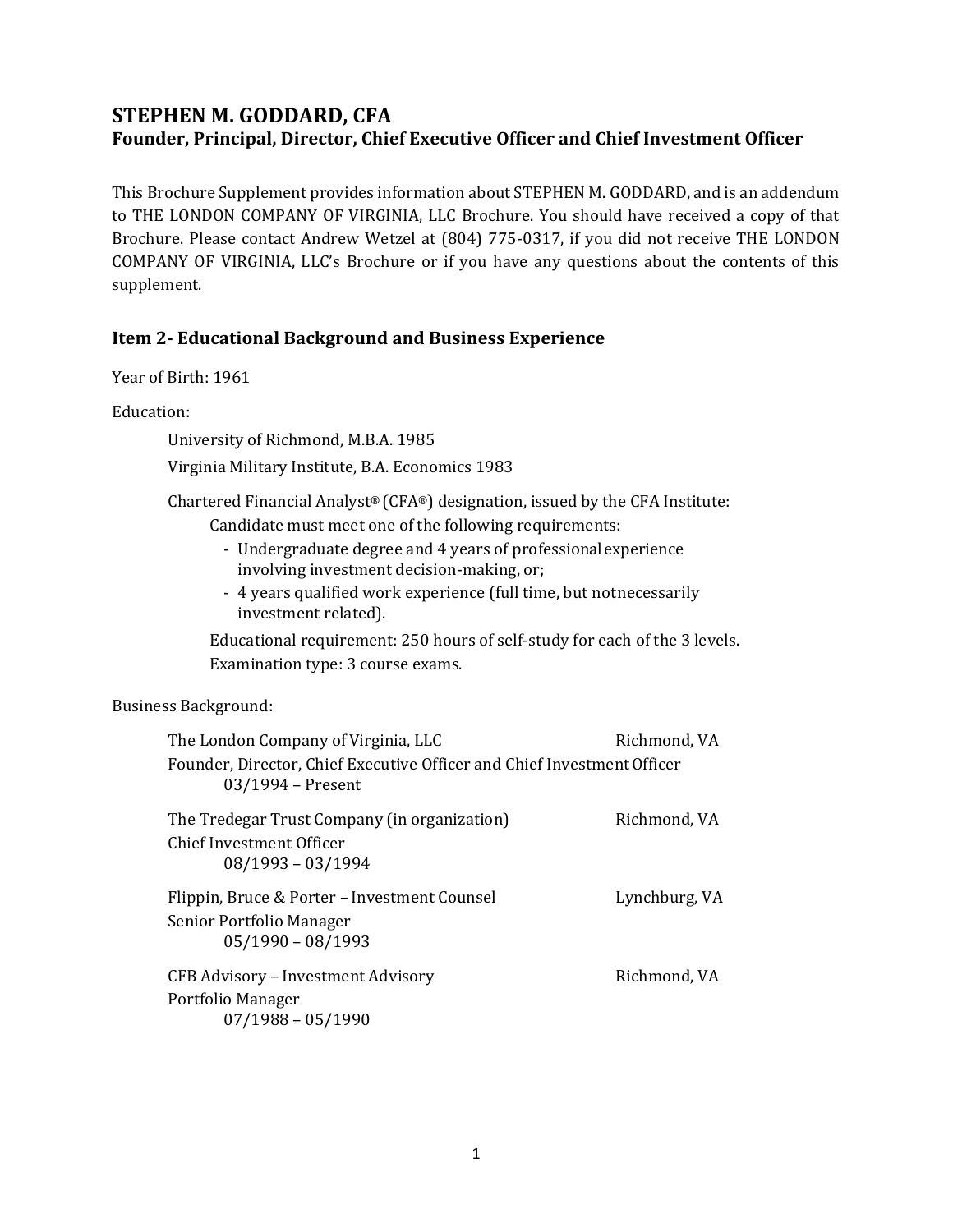# STEPHEN M. GODDARD, CFA

## Founder, Principal, Director, Chief Executive Officer and Chief Investment Officer

This Brochure Supplement provides information about STEPHEN M. GODDARD, and is an addendum to THE LONDON COMPANY OF VIRGINIA, LLC Brochure. You should have received a copy of that Brochure. Please contact Andrew Wetzel at (804) 775-0317, if you did not receive THE LONDON COMPANY OF VIRGINIA, LLC's Brochure or if you have any questions about the contents of this supplement.

## Item 2- Educational Background and Business Experience

Year of Birth: 1961

Education:

University of Richmond, M.B.A. 1985

Virginia Military Institute, B.A. Economics 1983

Chartered Financial Analyst® (CFA®) designation, issued by the CFA Institute:

Candidate must meet one of the following requirements:

- Undergraduate degree and 4 years of professional experience involving investment decision-making, or;
- 4 years qualified work experience (full time, but not necessarily investment related).

Educational requirement: 250 hours of self-study for each of the 3 levels.

Examination type: 3 course exams.

Business Background:

The London Company of Virginia, LLC — Richmond, VA
Founder, Director, Chief Executive Officer and Chief Investment Officer
03/1994 – Present

The Tredegar Trust Company (in organization) — Richmond, VA
Chief Investment Officer
08/1993 – 03/1994

Flippin, Bruce & Porter – Investment Counsel — Lynchburg, VA
Senior Portfolio Manager
05/1990 – 08/1993

CFB Advisory – Investment Advisory — Richmond, VA
Portfolio Manager
07/1988 – 05/1990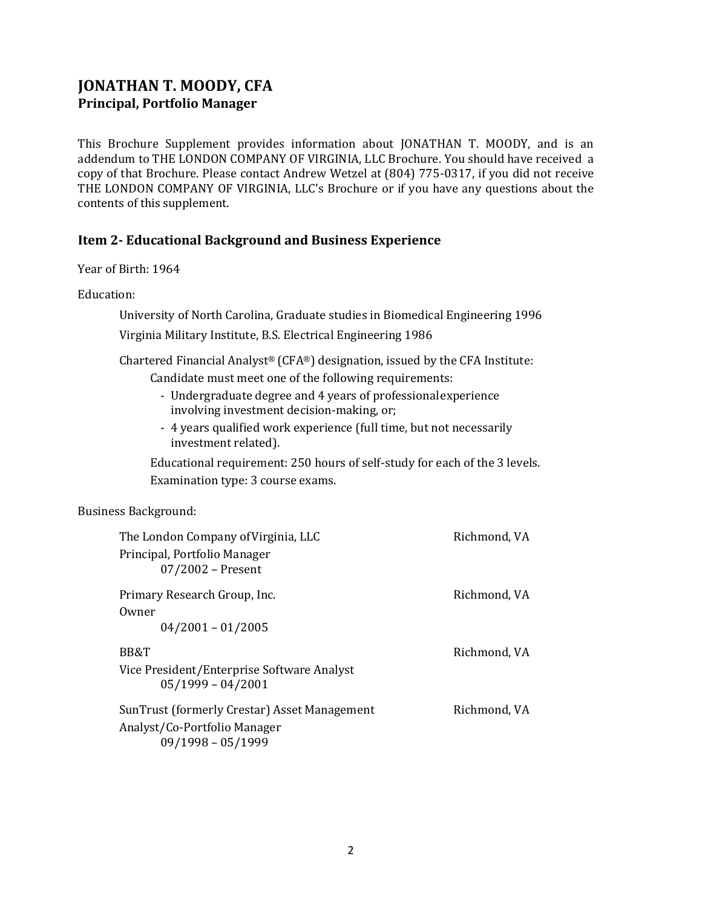# JONATHAN T. MOODY, CFA

## Principal, Portfolio Manager

This Brochure Supplement provides information about JONATHAN T. MOODY, and is an addendum to THE LONDON COMPANY OF VIRGINIA, LLC Brochure. You should have received a copy of that Brochure. Please contact Andrew Wetzel at (804) 775-0317, if you did not receive THE LONDON COMPANY OF VIRGINIA, LLC's Brochure or if you have any questions about the contents of this supplement.

## Item 2- Educational Background and Business Experience

Year of Birth: 1964

Education:

University of North Carolina, Graduate studies in Biomedical Engineering 1996

Virginia Military Institute, B.S. Electrical Engineering 1986

Chartered Financial Analyst® (CFA®) designation, issued by the CFA Institute:

Candidate must meet one of the following requirements:

- Undergraduate degree and 4 years of professional experience involving investment decision-making, or;
- 4 years qualified work experience (full time, but not necessarily investment related).

Educational requirement: 250 hours of self-study for each of the 3 levels.

Examination type: 3 course exams.

Business Background:

The London Company of Virginia, LLC — Richmond, VA
Principal, Portfolio Manager
07/2002 – Present

Primary Research Group, Inc. — Richmond, VA
Owner
04/2001 – 01/2005

BB&T — Richmond, VA
Vice President/Enterprise Software Analyst
05/1999 – 04/2001

SunTrust (formerly Crestar) Asset Management — Richmond, VA
Analyst/Co-Portfolio Manager
09/1998 – 05/1999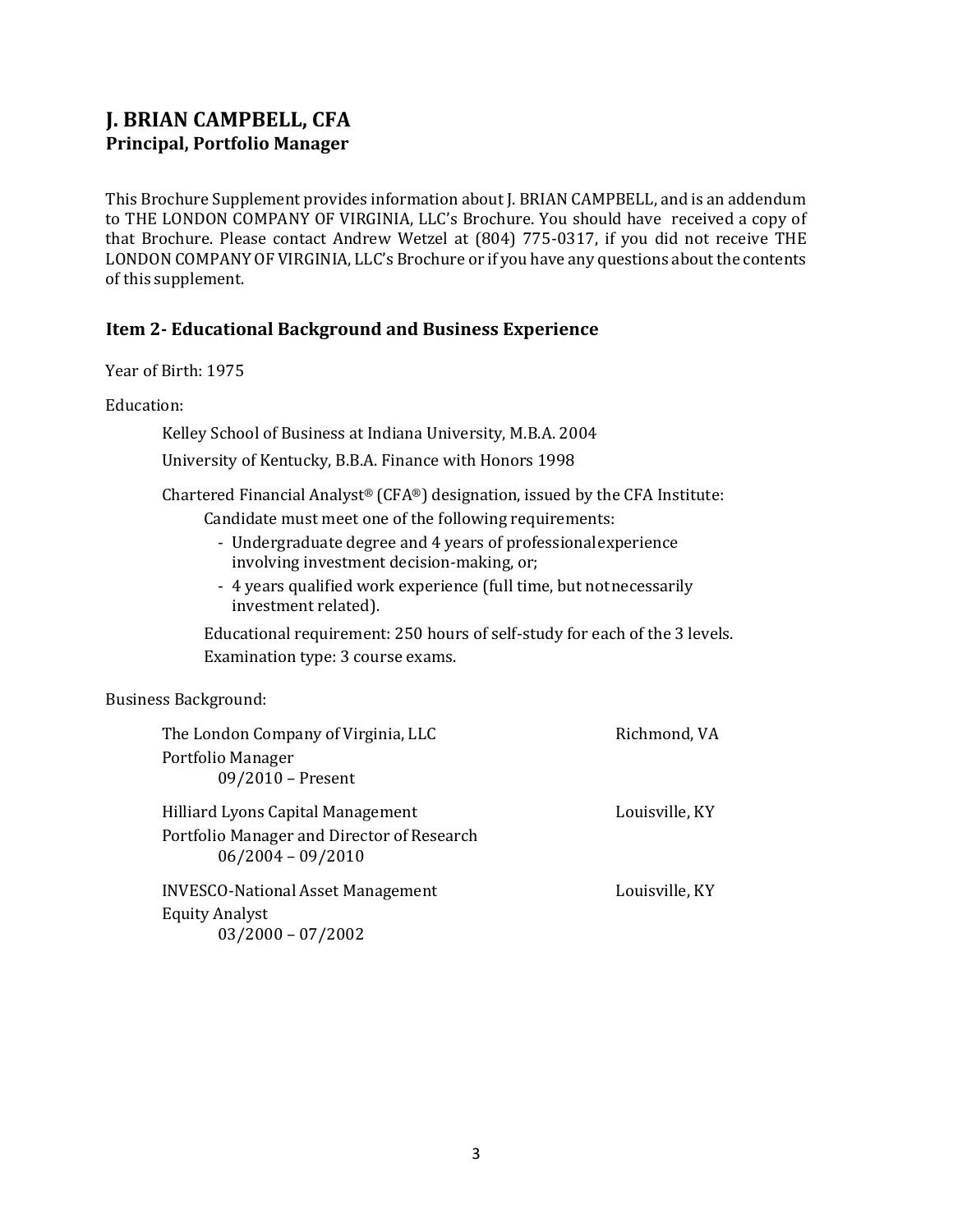# J. BRIAN CAMPBELL, CFA
## Principal, Portfolio Manager

This Brochure Supplement provides information about J. BRIAN CAMPBELL, and is an addendum to THE LONDON COMPANY OF VIRGINIA, LLC's Brochure. You should have received a copy of that Brochure. Please contact Andrew Wetzel at (804) 775-0317, if you did not receive THE LONDON COMPANY OF VIRGINIA, LLC's Brochure or if you have any questions about the contents of this supplement.

## Item 2- Educational Background and Business Experience

Year of Birth: 1975

Education:

Kelley School of Business at Indiana University, M.B.A. 2004

University of Kentucky, B.B.A. Finance with Honors 1998

Chartered Financial Analyst® (CFA®) designation, issued by the CFA Institute:

Candidate must meet one of the following requirements:

- Undergraduate degree and 4 years of professional experience involving investment decision-making, or;
- 4 years qualified work experience (full time, but not necessarily investment related).

Educational requirement: 250 hours of self-study for each of the 3 levels.

Examination type: 3 course exams.

Business Background:

The London Company of Virginia, LLC — Richmond, VA
Portfolio Manager
09/2010 – Present

Hilliard Lyons Capital Management — Louisville, KY
Portfolio Manager and Director of Research
06/2004 – 09/2010

INVESCO-National Asset Management — Louisville, KY
Equity Analyst
03/2000 – 07/2002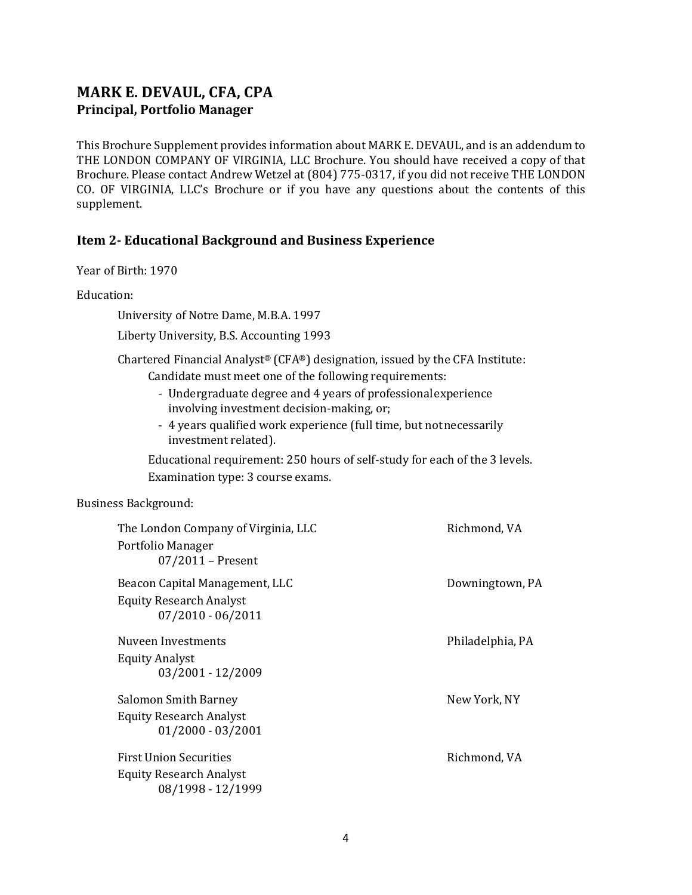## MARK E. DEVAUL, CFA, CPA
### Principal, Portfolio Manager

This Brochure Supplement provides information about MARK E. DEVAUL, and is an addendum to THE LONDON COMPANY OF VIRGINIA, LLC Brochure. You should have received a copy of that Brochure. Please contact Andrew Wetzel at (804) 775-0317, if you did not receive THE LONDON CO. OF VIRGINIA, LLC's Brochure or if you have any questions about the contents of this supplement.

### Item 2- Educational Background and Business Experience

Year of Birth: 1970

Education:

University of Notre Dame, M.B.A. 1997

Liberty University, B.S. Accounting 1993

Chartered Financial Analyst® (CFA®) designation, issued by the CFA Institute:

Candidate must meet one of the following requirements:

- Undergraduate degree and 4 years of professional experience involving investment decision-making, or;
- 4 years qualified work experience (full time, but not necessarily investment related).

Educational requirement: 250 hours of self-study for each of the 3 levels.

Examination type: 3 course exams.

Business Background:

The London Company of Virginia, LLC — Richmond, VA
Portfolio Manager
07/2011 – Present

Beacon Capital Management, LLC — Downingtown, PA
Equity Research Analyst
07/2010 - 06/2011

Nuveen Investments — Philadelphia, PA
Equity Analyst
03/2001 - 12/2009

Salomon Smith Barney — New York, NY
Equity Research Analyst
01/2000 - 03/2001

First Union Securities — Richmond, VA
Equity Research Analyst
08/1998 - 12/1999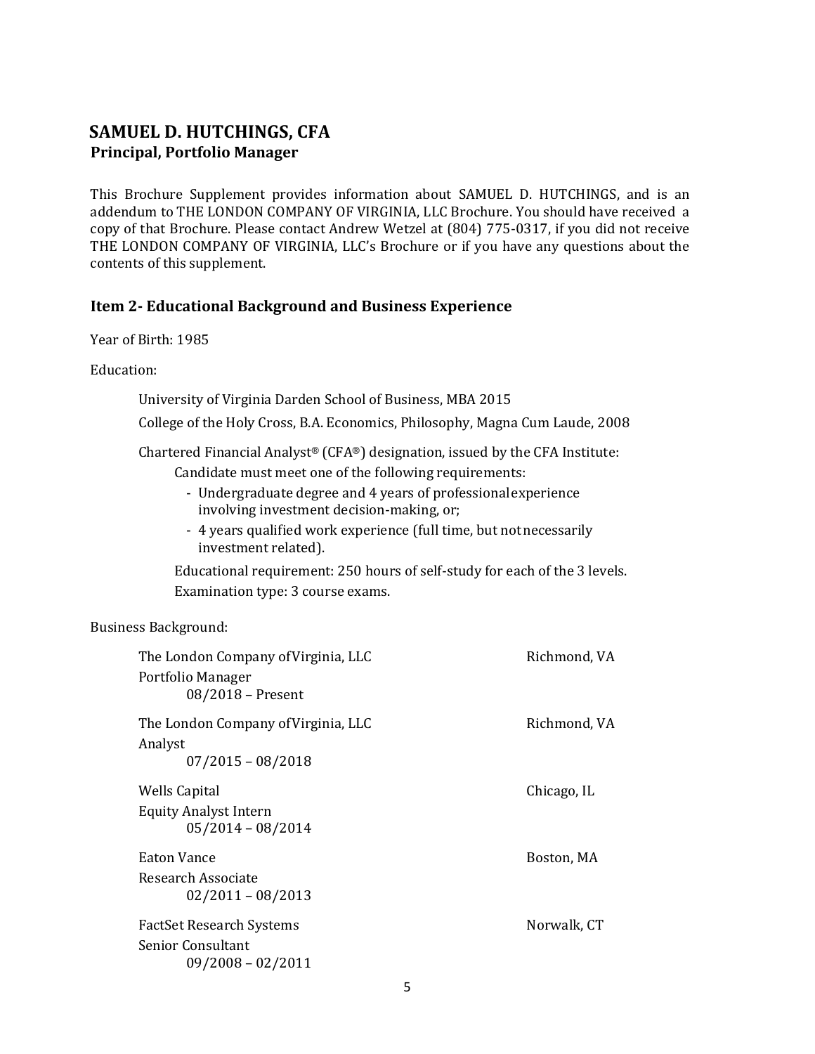## SAMUEL D. HUTCHINGS, CFA
**Principal, Portfolio Manager**

This Brochure Supplement provides information about SAMUEL D. HUTCHINGS, and is an addendum to THE LONDON COMPANY OF VIRGINIA, LLC Brochure. You should have received a copy of that Brochure. Please contact Andrew Wetzel at (804) 775-0317, if you did not receive THE LONDON COMPANY OF VIRGINIA, LLC's Brochure or if you have any questions about the contents of this supplement.

### Item 2- Educational Background and Business Experience

Year of Birth: 1985

Education:

University of Virginia Darden School of Business, MBA 2015

College of the Holy Cross, B.A. Economics, Philosophy, Magna Cum Laude, 2008

Chartered Financial Analyst® (CFA®) designation, issued by the CFA Institute:

Candidate must meet one of the following requirements:

- Undergraduate degree and 4 years of professional experience involving investment decision-making, or;
- 4 years qualified work experience (full time, but not necessarily investment related).

Educational requirement: 250 hours of self-study for each of the 3 levels.

Examination type: 3 course exams.

Business Background:

The London Company of Virginia, LLC — Richmond, VA
Portfolio Manager
08/2018 – Present

The London Company of Virginia, LLC — Richmond, VA
Analyst
07/2015 – 08/2018

Wells Capital — Chicago, IL
Equity Analyst Intern
05/2014 – 08/2014

Eaton Vance — Boston, MA
Research Associate
02/2011 – 08/2013

FactSet Research Systems — Norwalk, CT
Senior Consultant
09/2008 – 02/2011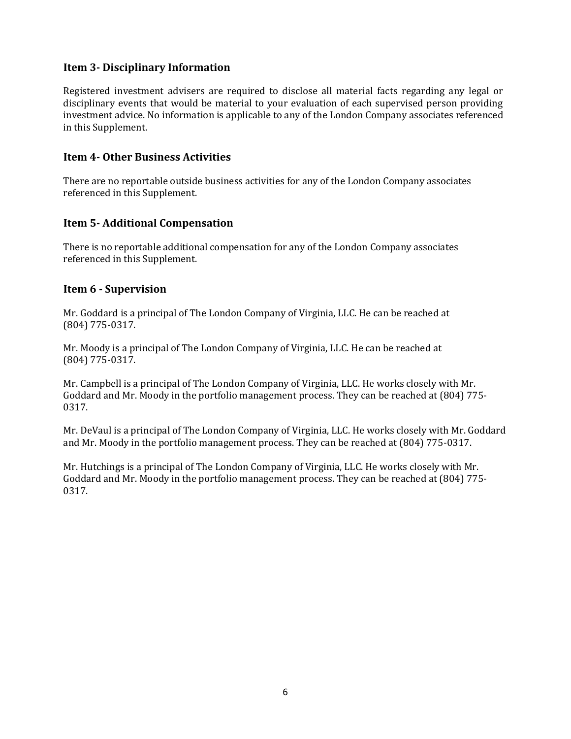## Item 3- Disciplinary Information

Registered investment advisers are required to disclose all material facts regarding any legal or disciplinary events that would be material to your evaluation of each supervised person providing investment advice. No information is applicable to any of the London Company associates referenced in this Supplement.

## Item 4- Other Business Activities

There are no reportable outside business activities for any of the London Company associates referenced in this Supplement.

## Item 5- Additional Compensation

There is no reportable additional compensation for any of the London Company associates referenced in this Supplement.

## Item 6 - Supervision

Mr. Goddard is a principal of The London Company of Virginia, LLC. He can be reached at (804) 775-0317.

Mr. Moody is a principal of The London Company of Virginia, LLC. He can be reached at (804) 775-0317.

Mr. Campbell is a principal of The London Company of Virginia, LLC. He works closely with Mr. Goddard and Mr. Moody in the portfolio management process. They can be reached at (804) 775-0317.

Mr. DeVaul is a principal of The London Company of Virginia, LLC. He works closely with Mr. Goddard and Mr. Moody in the portfolio management process. They can be reached at (804) 775-0317.

Mr. Hutchings is a principal of The London Company of Virginia, LLC. He works closely with Mr. Goddard and Mr. Moody in the portfolio management process. They can be reached at (804) 775-0317.